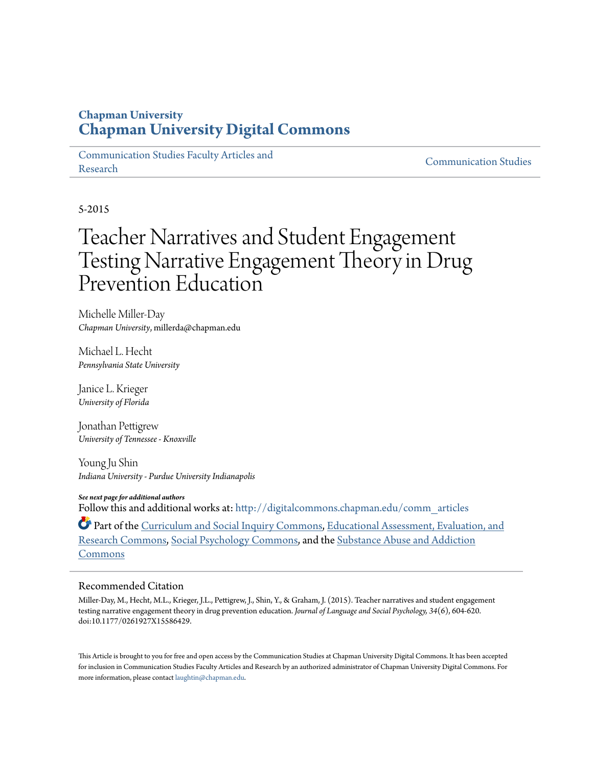**Chapman University**
**Chapman University Digital Commons**

Communication Studies Faculty Articles and Research | Communication Studies

5-2015

# Teacher Narratives and Student Engagement Testing Narrative Engagement Theory in Drug Prevention Education

Michelle Miller-Day
*Chapman University*, millerda@chapman.edu

Michael L. Hecht
*Pennsylvania State University*

Janice L. Krieger
*University of Florida*

Jonathan Pettigrew
*University of Tennessee - Knoxville*

Young Ju Shin
*Indiana University - Purdue University Indianapolis*

***See next page for additional authors***

Follow this and additional works at: http://digitalcommons.chapman.edu/comm_articles

Part of the Curriculum and Social Inquiry Commons, Educational Assessment, Evaluation, and Research Commons, Social Psychology Commons, and the Substance Abuse and Addiction Commons

## Recommended Citation

Miller-Day, M., Hecht, M.L., Krieger, J.L., Pettigrew, J., Shin, Y., & Graham, J. (2015). Teacher narratives and student engagement testing narrative engagement theory in drug prevention education. *Journal of Language and Social Psychology, 34*(6), 604-620. doi:10.1177/0261927X15586429.

This Article is brought to you for free and open access by the Communication Studies at Chapman University Digital Commons. It has been accepted for inclusion in Communication Studies Faculty Articles and Research by an authorized administrator of Chapman University Digital Commons. For more information, please contact laughtin@chapman.edu.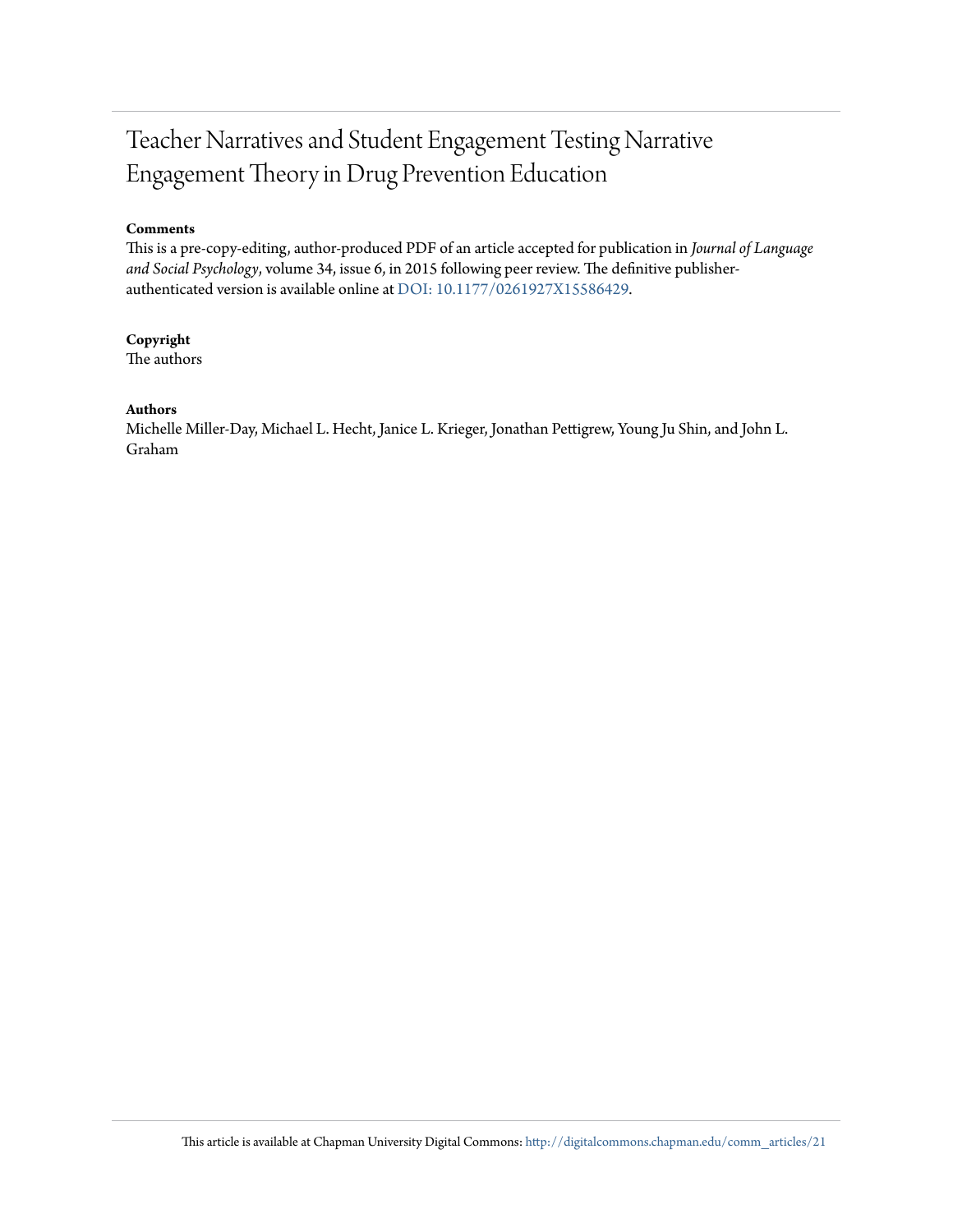# Teacher Narratives and Student Engagement Testing Narrative Engagement Theory in Drug Prevention Education

**Comments**

This is a pre-copy-editing, author-produced PDF of an article accepted for publication in *Journal of Language and Social Psychology*, volume 34, issue 6, in 2015 following peer review. The definitive publisher-authenticated version is available online at DOI: 10.1177/0261927X15586429.

**Copyright**

The authors

**Authors**

Michelle Miller-Day, Michael L. Hecht, Janice L. Krieger, Jonathan Pettigrew, Young Ju Shin, and John L. Graham

This article is available at Chapman University Digital Commons: http://digitalcommons.chapman.edu/comm_articles/21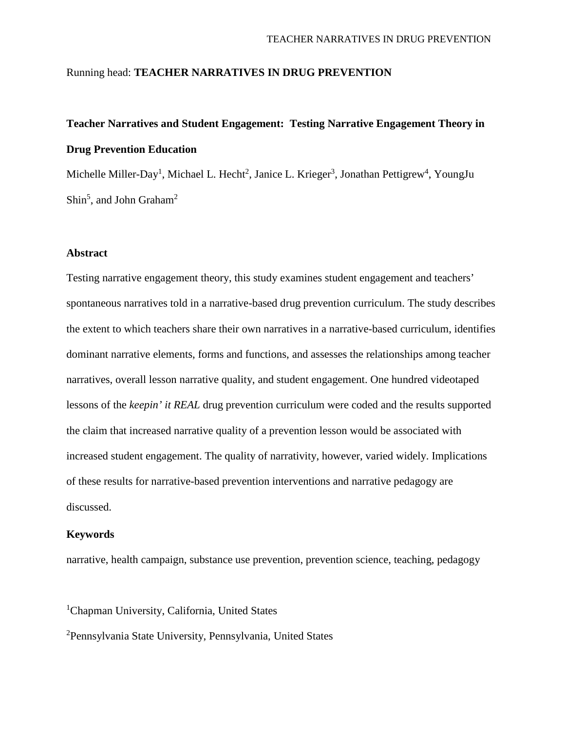Running head: **TEACHER NARRATIVES IN DRUG PREVENTION**

**Teacher Narratives and Student Engagement: Testing Narrative Engagement Theory in Drug Prevention Education**

Michelle Miller-Day[1], Michael L. Hecht[2], Janice L. Krieger[3], Jonathan Pettigrew[4], YoungJu Shin[5], and John Graham[2]

**Abstract**

Testing narrative engagement theory, this study examines student engagement and teachers' spontaneous narratives told in a narrative-based drug prevention curriculum. The study describes the extent to which teachers share their own narratives in a narrative-based curriculum, identifies dominant narrative elements, forms and functions, and assesses the relationships among teacher narratives, overall lesson narrative quality, and student engagement. One hundred videotaped lessons of the *keepin' it REAL* drug prevention curriculum were coded and the results supported the claim that increased narrative quality of a prevention lesson would be associated with increased student engagement. The quality of narrativity, however, varied widely. Implications of these results for narrative-based prevention interventions and narrative pedagogy are discussed.

**Keywords**

narrative, health campaign, substance use prevention, prevention science, teaching, pedagogy

[1]Chapman University, California, United States

[2]Pennsylvania State University, Pennsylvania, United States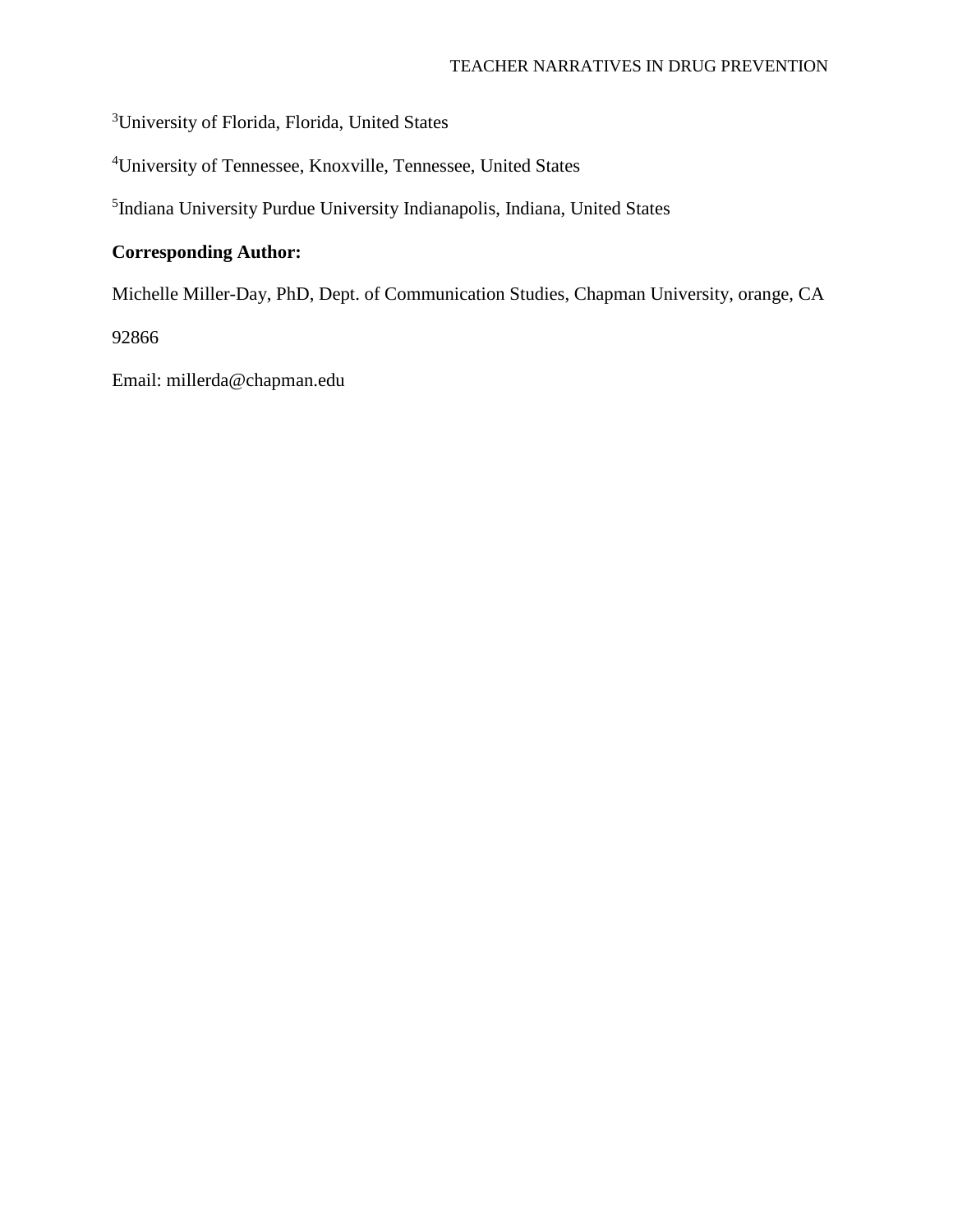[3]University of Florida, Florida, United States

[4]University of Tennessee, Knoxville, Tennessee, United States

[5]Indiana University Purdue University Indianapolis, Indiana, United States

**Corresponding Author:**

Michelle Miller-Day, PhD, Dept. of Communication Studies, Chapman University, orange, CA 92866

Email: millerda@chapman.edu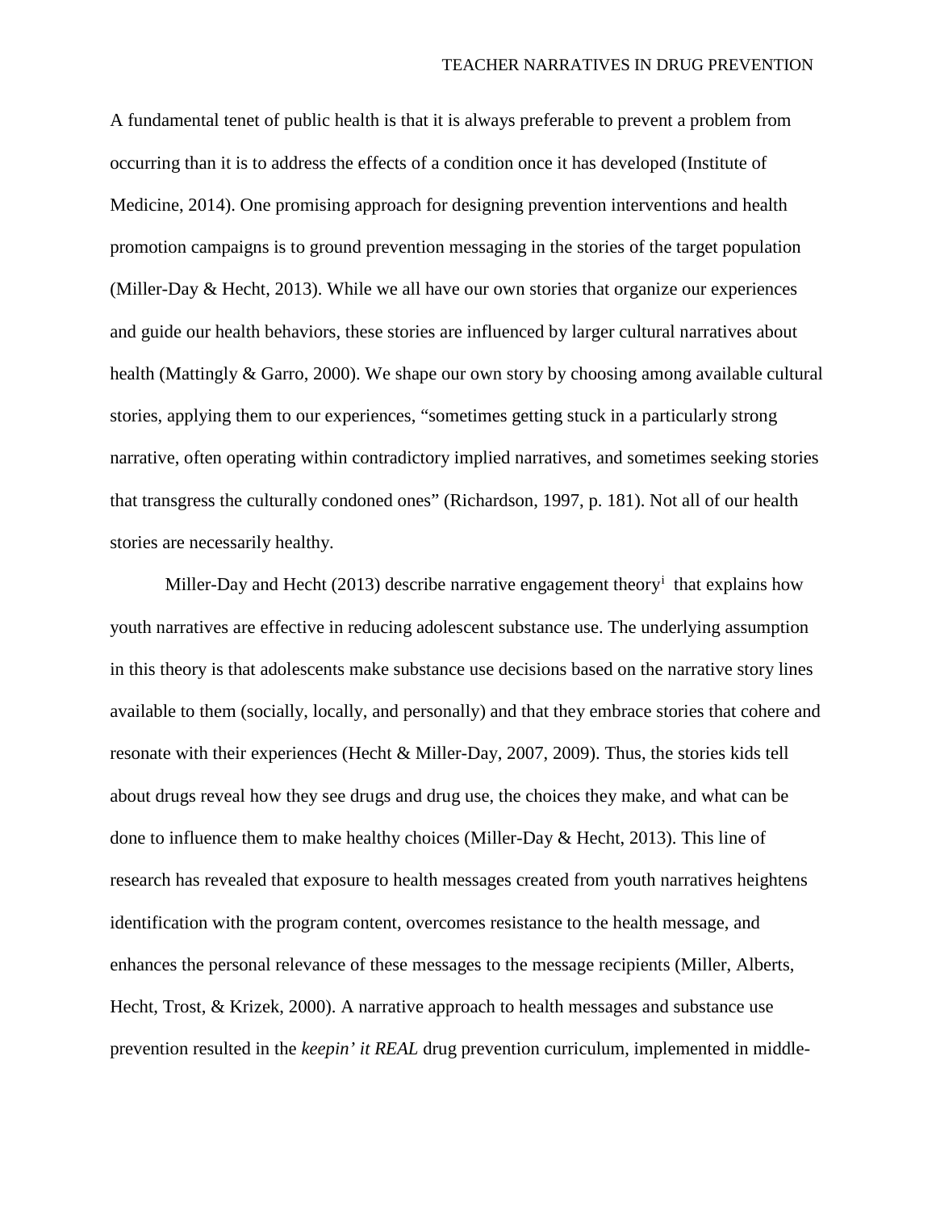A fundamental tenet of public health is that it is always preferable to prevent a problem from occurring than it is to address the effects of a condition once it has developed (Institute of Medicine, 2014). One promising approach for designing prevention interventions and health promotion campaigns is to ground prevention messaging in the stories of the target population (Miller-Day & Hecht, 2013). While we all have our own stories that organize our experiences and guide our health behaviors, these stories are influenced by larger cultural narratives about health (Mattingly & Garro, 2000). We shape our own story by choosing among available cultural stories, applying them to our experiences, "sometimes getting stuck in a particularly strong narrative, often operating within contradictory implied narratives, and sometimes seeking stories that transgress the culturally condoned ones" (Richardson, 1997, p. 181). Not all of our health stories are necessarily healthy.

Miller-Day and Hecht (2013) describe narrative engagement theory[i] that explains how youth narratives are effective in reducing adolescent substance use. The underlying assumption in this theory is that adolescents make substance use decisions based on the narrative story lines available to them (socially, locally, and personally) and that they embrace stories that cohere and resonate with their experiences (Hecht & Miller-Day, 2007, 2009). Thus, the stories kids tell about drugs reveal how they see drugs and drug use, the choices they make, and what can be done to influence them to make healthy choices (Miller-Day & Hecht, 2013). This line of research has revealed that exposure to health messages created from youth narratives heightens identification with the program content, overcomes resistance to the health message, and enhances the personal relevance of these messages to the message recipients (Miller, Alberts, Hecht, Trost, & Krizek, 2000). A narrative approach to health messages and substance use prevention resulted in the *keepin' it REAL* drug prevention curriculum, implemented in middle-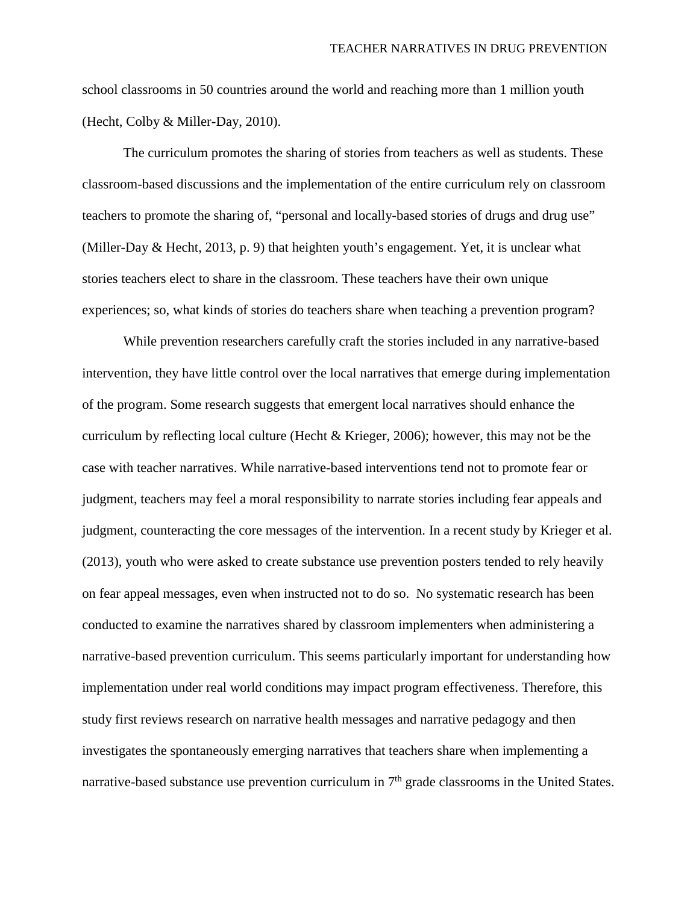school classrooms in 50 countries around the world and reaching more than 1 million youth (Hecht, Colby & Miller-Day, 2010).

The curriculum promotes the sharing of stories from teachers as well as students. These classroom-based discussions and the implementation of the entire curriculum rely on classroom teachers to promote the sharing of, "personal and locally-based stories of drugs and drug use" (Miller-Day & Hecht, 2013, p. 9) that heighten youth's engagement. Yet, it is unclear what stories teachers elect to share in the classroom. These teachers have their own unique experiences; so, what kinds of stories do teachers share when teaching a prevention program?

While prevention researchers carefully craft the stories included in any narrative-based intervention, they have little control over the local narratives that emerge during implementation of the program. Some research suggests that emergent local narratives should enhance the curriculum by reflecting local culture (Hecht & Krieger, 2006); however, this may not be the case with teacher narratives. While narrative-based interventions tend not to promote fear or judgment, teachers may feel a moral responsibility to narrate stories including fear appeals and judgment, counteracting the core messages of the intervention. In a recent study by Krieger et al. (2013), youth who were asked to create substance use prevention posters tended to rely heavily on fear appeal messages, even when instructed not to do so. No systematic research has been conducted to examine the narratives shared by classroom implementers when administering a narrative-based prevention curriculum. This seems particularly important for understanding how implementation under real world conditions may impact program effectiveness. Therefore, this study first reviews research on narrative health messages and narrative pedagogy and then investigates the spontaneously emerging narratives that teachers share when implementing a narrative-based substance use prevention curriculum in 7th grade classrooms in the United States.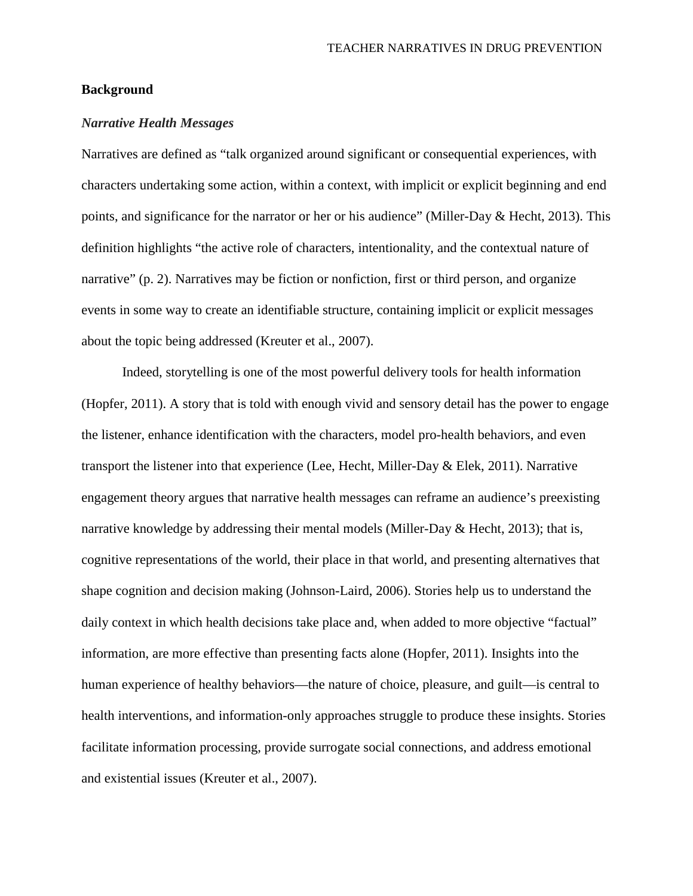## Background

### *Narrative Health Messages*

Narratives are defined as "talk organized around significant or consequential experiences, with characters undertaking some action, within a context, with implicit or explicit beginning and end points, and significance for the narrator or her or his audience" (Miller-Day & Hecht, 2013). This definition highlights "the active role of characters, intentionality, and the contextual nature of narrative" (p. 2). Narratives may be fiction or nonfiction, first or third person, and organize events in some way to create an identifiable structure, containing implicit or explicit messages about the topic being addressed (Kreuter et al., 2007).

Indeed, storytelling is one of the most powerful delivery tools for health information (Hopfer, 2011). A story that is told with enough vivid and sensory detail has the power to engage the listener, enhance identification with the characters, model pro-health behaviors, and even transport the listener into that experience (Lee, Hecht, Miller-Day & Elek, 2011). Narrative engagement theory argues that narrative health messages can reframe an audience's preexisting narrative knowledge by addressing their mental models (Miller-Day & Hecht, 2013); that is, cognitive representations of the world, their place in that world, and presenting alternatives that shape cognition and decision making (Johnson-Laird, 2006). Stories help us to understand the daily context in which health decisions take place and, when added to more objective "factual" information, are more effective than presenting facts alone (Hopfer, 2011). Insights into the human experience of healthy behaviors—the nature of choice, pleasure, and guilt—is central to health interventions, and information-only approaches struggle to produce these insights. Stories facilitate information processing, provide surrogate social connections, and address emotional and existential issues (Kreuter et al., 2007).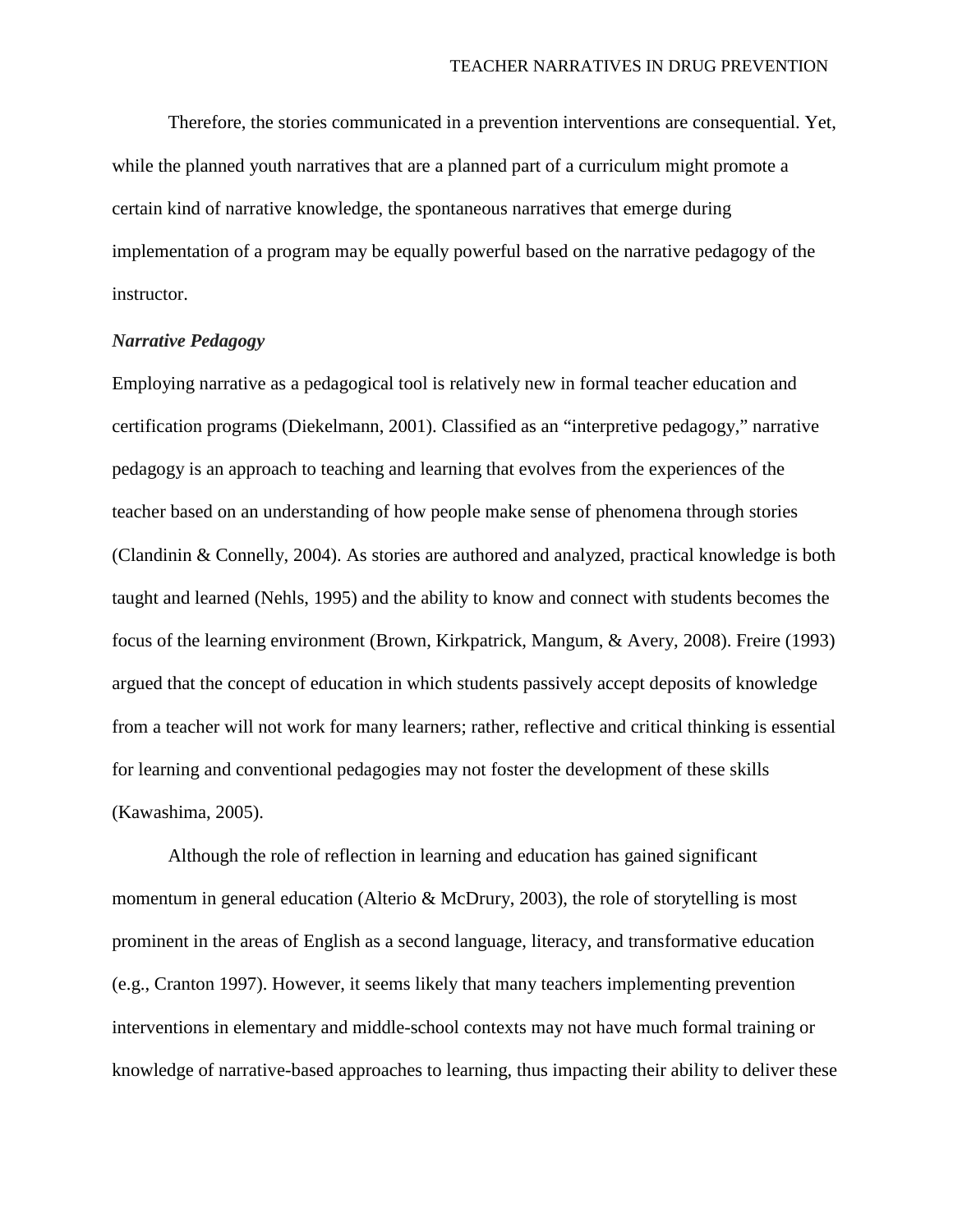Therefore, the stories communicated in a prevention interventions are consequential. Yet, while the planned youth narratives that are a planned part of a curriculum might promote a certain kind of narrative knowledge, the spontaneous narratives that emerge during implementation of a program may be equally powerful based on the narrative pedagogy of the instructor.

### *Narrative Pedagogy*

Employing narrative as a pedagogical tool is relatively new in formal teacher education and certification programs (Diekelmann, 2001). Classified as an "interpretive pedagogy," narrative pedagogy is an approach to teaching and learning that evolves from the experiences of the teacher based on an understanding of how people make sense of phenomena through stories (Clandinin & Connelly, 2004). As stories are authored and analyzed, practical knowledge is both taught and learned (Nehls, 1995) and the ability to know and connect with students becomes the focus of the learning environment (Brown, Kirkpatrick, Mangum, & Avery, 2008). Freire (1993) argued that the concept of education in which students passively accept deposits of knowledge from a teacher will not work for many learners; rather, reflective and critical thinking is essential for learning and conventional pedagogies may not foster the development of these skills (Kawashima, 2005).

Although the role of reflection in learning and education has gained significant momentum in general education (Alterio & McDrury, 2003), the role of storytelling is most prominent in the areas of English as a second language, literacy, and transformative education (e.g., Cranton 1997). However, it seems likely that many teachers implementing prevention interventions in elementary and middle-school contexts may not have much formal training or knowledge of narrative-based approaches to learning, thus impacting their ability to deliver these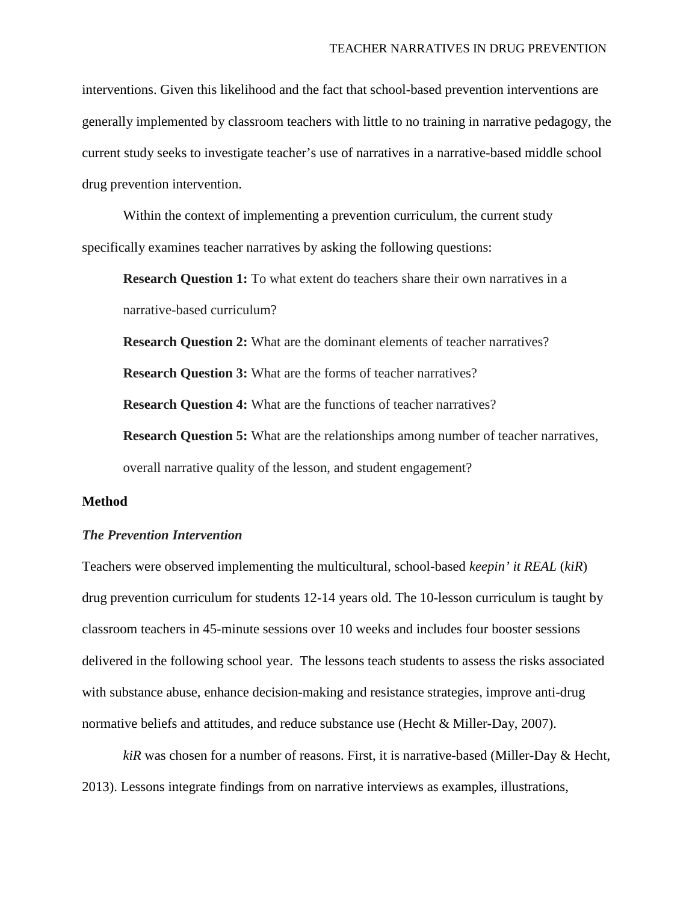interventions. Given this likelihood and the fact that school-based prevention interventions are generally implemented by classroom teachers with little to no training in narrative pedagogy, the current study seeks to investigate teacher's use of narratives in a narrative-based middle school drug prevention intervention.

Within the context of implementing a prevention curriculum, the current study specifically examines teacher narratives by asking the following questions:

**Research Question 1:** To what extent do teachers share their own narratives in a narrative-based curriculum?

**Research Question 2:** What are the dominant elements of teacher narratives?

**Research Question 3:** What are the forms of teacher narratives?

**Research Question 4:** What are the functions of teacher narratives?

**Research Question 5:** What are the relationships among number of teacher narratives, overall narrative quality of the lesson, and student engagement?

## Method

### *The Prevention Intervention*

Teachers were observed implementing the multicultural, school-based *keepin' it REAL* (*kiR*) drug prevention curriculum for students 12-14 years old. The 10-lesson curriculum is taught by classroom teachers in 45-minute sessions over 10 weeks and includes four booster sessions delivered in the following school year. The lessons teach students to assess the risks associated with substance abuse, enhance decision-making and resistance strategies, improve anti-drug normative beliefs and attitudes, and reduce substance use (Hecht & Miller-Day, 2007).

*kiR* was chosen for a number of reasons. First, it is narrative-based (Miller-Day & Hecht, 2013). Lessons integrate findings from on narrative interviews as examples, illustrations,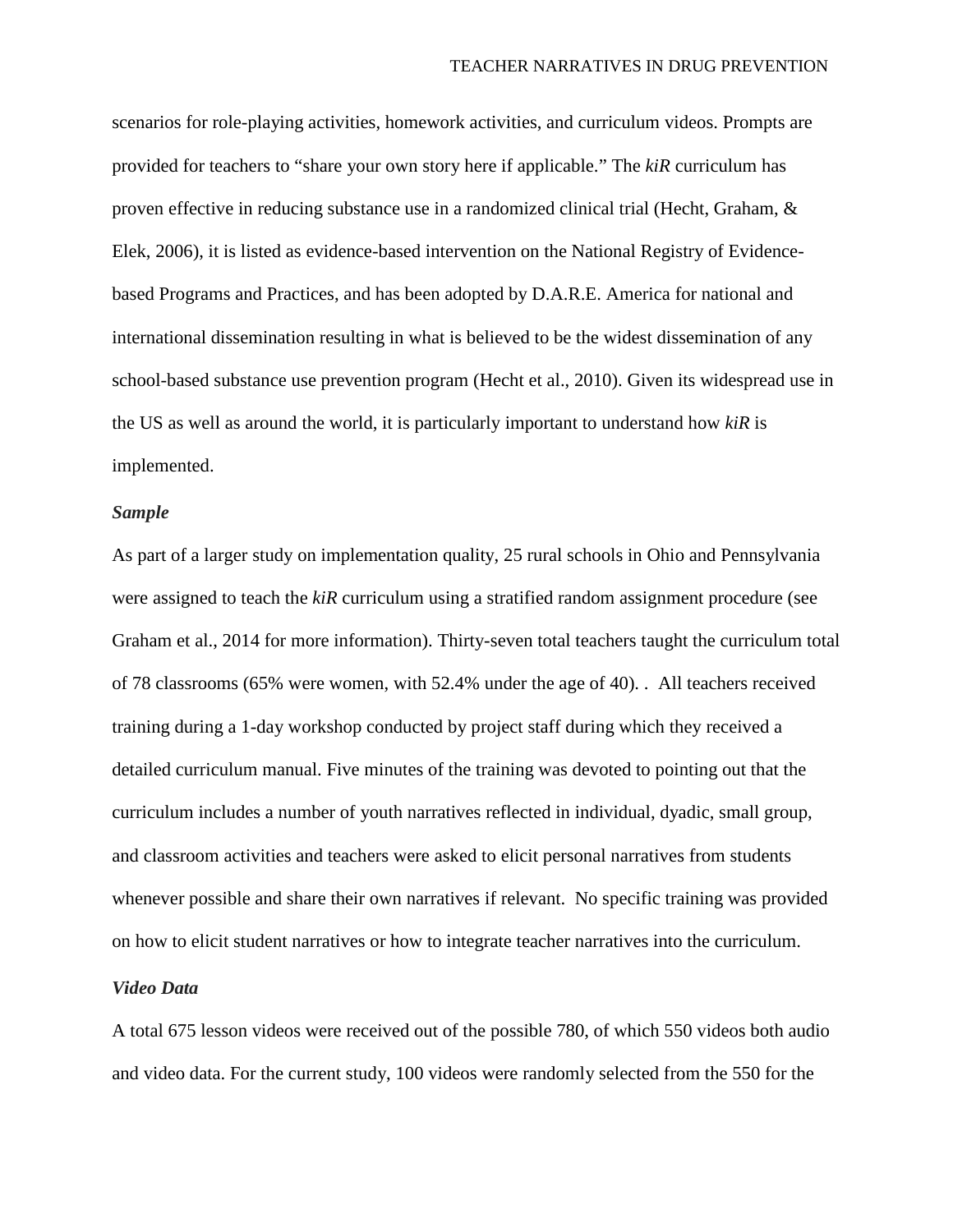scenarios for role-playing activities, homework activities, and curriculum videos. Prompts are provided for teachers to "share your own story here if applicable." The *kiR* curriculum has proven effective in reducing substance use in a randomized clinical trial (Hecht, Graham, & Elek, 2006), it is listed as evidence-based intervention on the National Registry of Evidence-based Programs and Practices, and has been adopted by D.A.R.E. America for national and international dissemination resulting in what is believed to be the widest dissemination of any school-based substance use prevention program (Hecht et al., 2010). Given its widespread use in the US as well as around the world, it is particularly important to understand how *kiR* is implemented.

### *Sample*

As part of a larger study on implementation quality, 25 rural schools in Ohio and Pennsylvania were assigned to teach the *kiR* curriculum using a stratified random assignment procedure (see Graham et al., 2014 for more information). Thirty-seven total teachers taught the curriculum total of 78 classrooms (65% were women, with 52.4% under the age of 40). . All teachers received training during a 1-day workshop conducted by project staff during which they received a detailed curriculum manual. Five minutes of the training was devoted to pointing out that the curriculum includes a number of youth narratives reflected in individual, dyadic, small group, and classroom activities and teachers were asked to elicit personal narratives from students whenever possible and share their own narratives if relevant. No specific training was provided on how to elicit student narratives or how to integrate teacher narratives into the curriculum.

### *Video Data*

A total 675 lesson videos were received out of the possible 780, of which 550 videos both audio and video data. For the current study, 100 videos were randomly selected from the 550 for the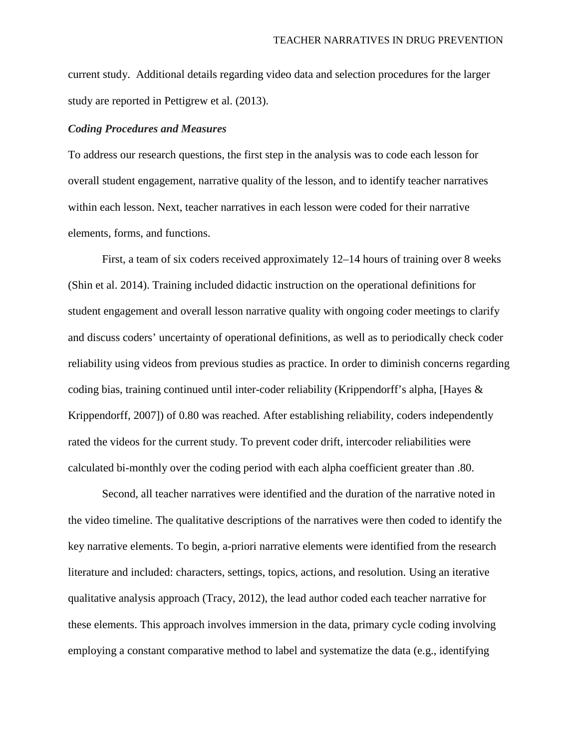current study. Additional details regarding video data and selection procedures for the larger study are reported in Pettigrew et al. (2013).

### *Coding Procedures and Measures*

To address our research questions, the first step in the analysis was to code each lesson for overall student engagement, narrative quality of the lesson, and to identify teacher narratives within each lesson. Next, teacher narratives in each lesson were coded for their narrative elements, forms, and functions.

First, a team of six coders received approximately 12–14 hours of training over 8 weeks (Shin et al. 2014). Training included didactic instruction on the operational definitions for student engagement and overall lesson narrative quality with ongoing coder meetings to clarify and discuss coders' uncertainty of operational definitions, as well as to periodically check coder reliability using videos from previous studies as practice. In order to diminish concerns regarding coding bias, training continued until inter-coder reliability (Krippendorff's alpha, [Hayes & Krippendorff, 2007]) of 0.80 was reached. After establishing reliability, coders independently rated the videos for the current study. To prevent coder drift, intercoder reliabilities were calculated bi-monthly over the coding period with each alpha coefficient greater than .80.

Second, all teacher narratives were identified and the duration of the narrative noted in the video timeline. The qualitative descriptions of the narratives were then coded to identify the key narrative elements. To begin, a-priori narrative elements were identified from the research literature and included: characters, settings, topics, actions, and resolution. Using an iterative qualitative analysis approach (Tracy, 2012), the lead author coded each teacher narrative for these elements. This approach involves immersion in the data, primary cycle coding involving employing a constant comparative method to label and systematize the data (e.g., identifying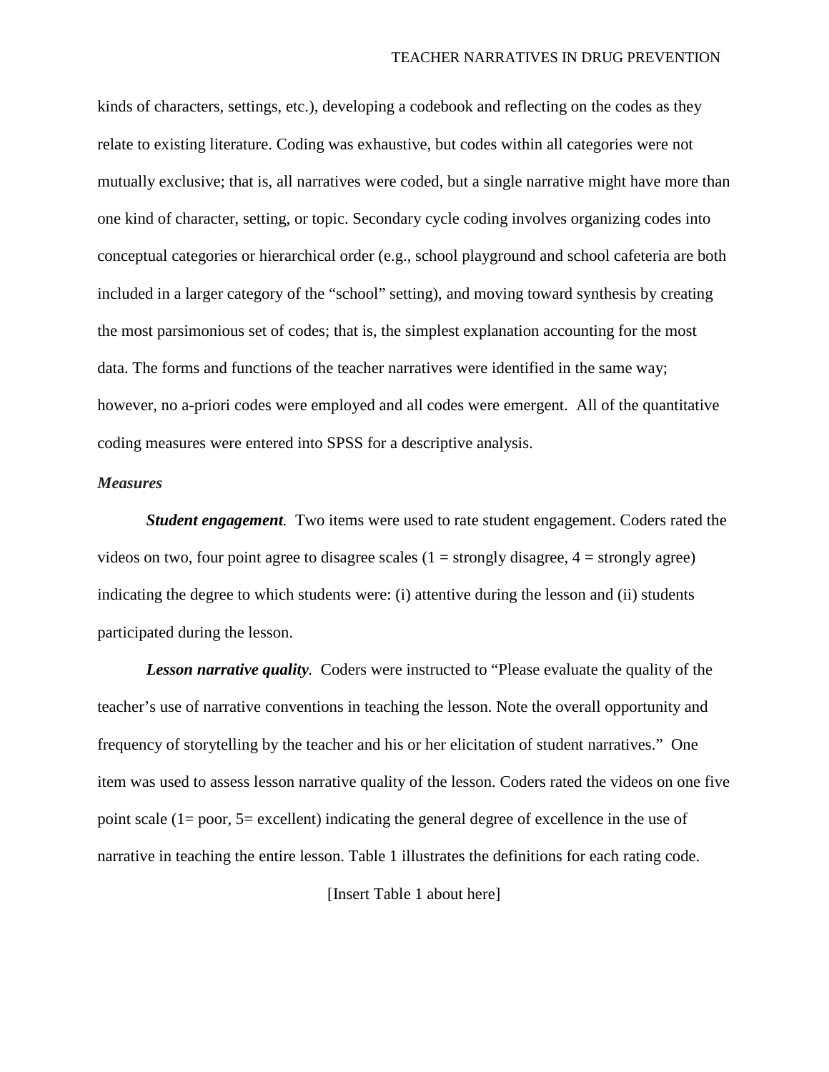kinds of characters, settings, etc.), developing a codebook and reflecting on the codes as they relate to existing literature. Coding was exhaustive, but codes within all categories were not mutually exclusive; that is, all narratives were coded, but a single narrative might have more than one kind of character, setting, or topic. Secondary cycle coding involves organizing codes into conceptual categories or hierarchical order (e.g., school playground and school cafeteria are both included in a larger category of the "school" setting), and moving toward synthesis by creating the most parsimonious set of codes; that is, the simplest explanation accounting for the most data. The forms and functions of the teacher narratives were identified in the same way; however, no a-priori codes were employed and all codes were emergent. All of the quantitative coding measures were entered into SPSS for a descriptive analysis.

### *Measures*

***Student engagement.*** Two items were used to rate student engagement. Coders rated the videos on two, four point agree to disagree scales (1 = strongly disagree, 4 = strongly agree) indicating the degree to which students were: (i) attentive during the lesson and (ii) students participated during the lesson.

***Lesson narrative quality.*** Coders were instructed to "Please evaluate the quality of the teacher's use of narrative conventions in teaching the lesson. Note the overall opportunity and frequency of storytelling by the teacher and his or her elicitation of student narratives." One item was used to assess lesson narrative quality of the lesson. Coders rated the videos on one five point scale (1= poor, 5= excellent) indicating the general degree of excellence in the use of narrative in teaching the entire lesson. Table 1 illustrates the definitions for each rating code.

[Insert Table 1 about here]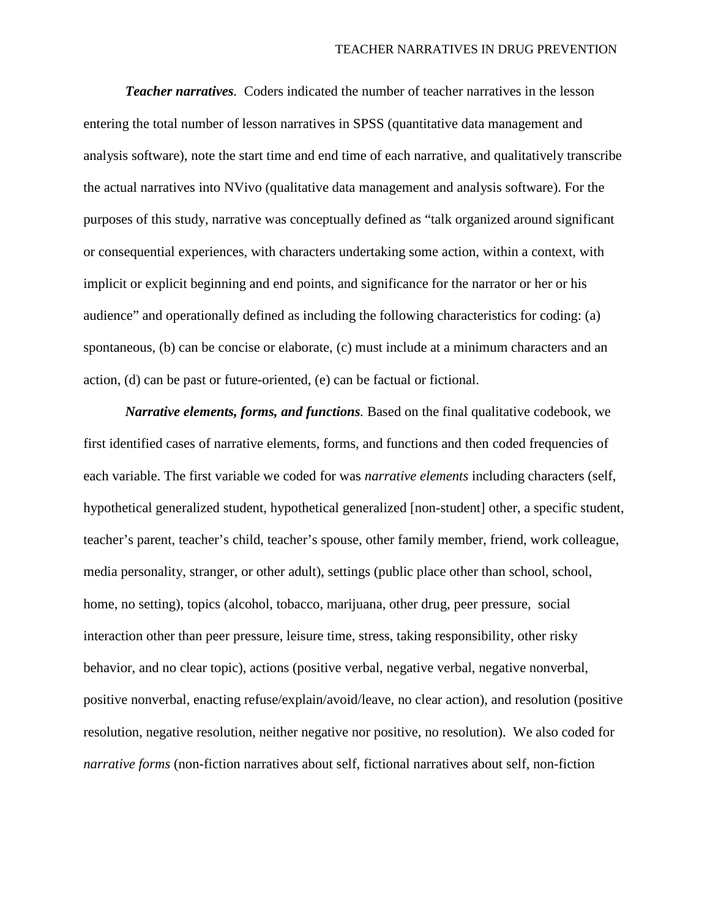***Teacher narratives***. Coders indicated the number of teacher narratives in the lesson entering the total number of lesson narratives in SPSS (quantitative data management and analysis software), note the start time and end time of each narrative, and qualitatively transcribe the actual narratives into NVivo (qualitative data management and analysis software). For the purposes of this study, narrative was conceptually defined as "talk organized around significant or consequential experiences, with characters undertaking some action, within a context, with implicit or explicit beginning and end points, and significance for the narrator or her or his audience" and operationally defined as including the following characteristics for coding: (a) spontaneous, (b) can be concise or elaborate, (c) must include at a minimum characters and an action, (d) can be past or future-oriented, (e) can be factual or fictional.

***Narrative elements, forms, and functions***. Based on the final qualitative codebook, we first identified cases of narrative elements, forms, and functions and then coded frequencies of each variable. The first variable we coded for was *narrative elements* including characters (self, hypothetical generalized student, hypothetical generalized [non-student] other, a specific student, teacher's parent, teacher's child, teacher's spouse, other family member, friend, work colleague, media personality, stranger, or other adult), settings (public place other than school, school, home, no setting), topics (alcohol, tobacco, marijuana, other drug, peer pressure, social interaction other than peer pressure, leisure time, stress, taking responsibility, other risky behavior, and no clear topic), actions (positive verbal, negative verbal, negative nonverbal, positive nonverbal, enacting refuse/explain/avoid/leave, no clear action), and resolution (positive resolution, negative resolution, neither negative nor positive, no resolution). We also coded for *narrative forms* (non-fiction narratives about self, fictional narratives about self, non-fiction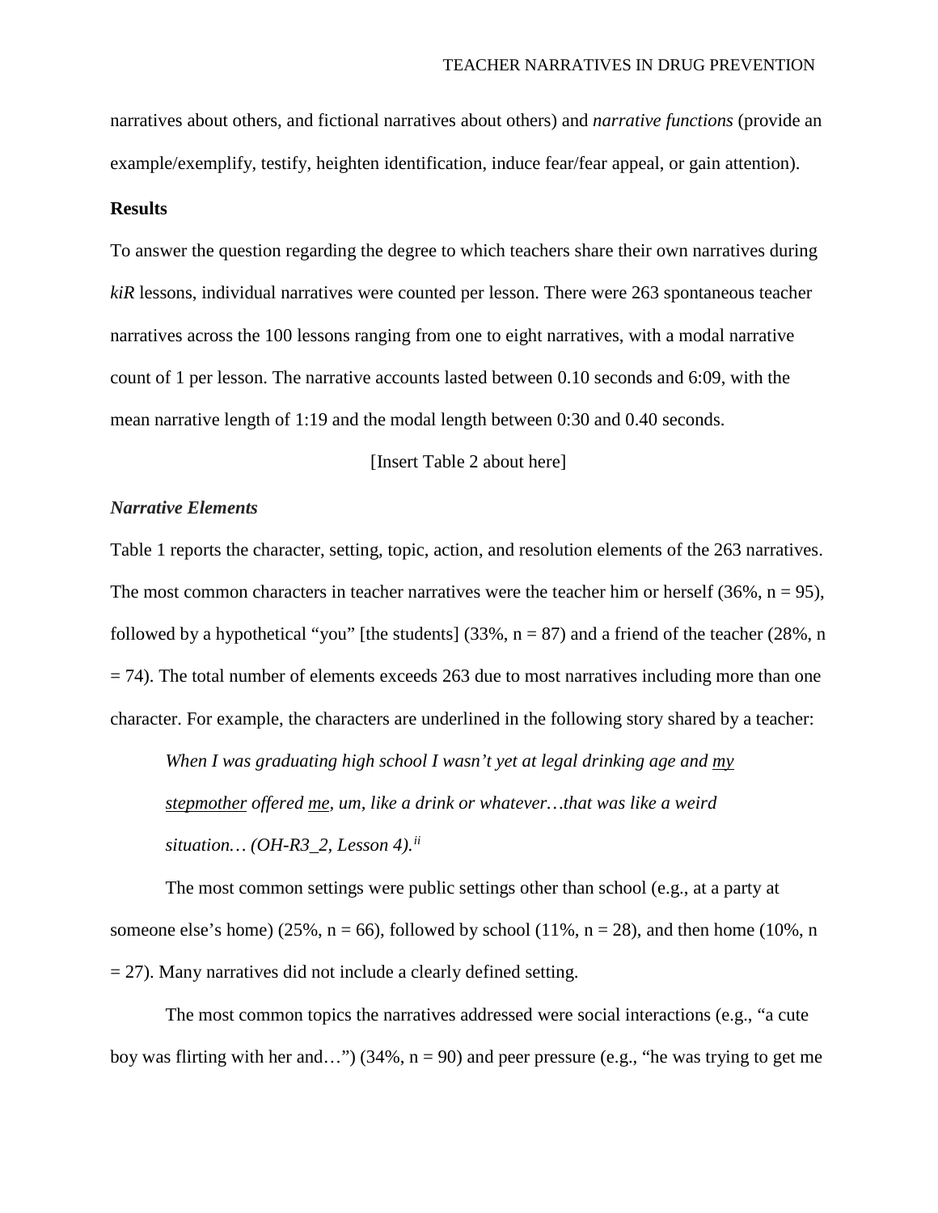narratives about others, and fictional narratives about others) and *narrative functions* (provide an example/exemplify, testify, heighten identification, induce fear/fear appeal, or gain attention).

**Results**

To answer the question regarding the degree to which teachers share their own narratives during *kiR* lessons, individual narratives were counted per lesson. There were 263 spontaneous teacher narratives across the 100 lessons ranging from one to eight narratives, with a modal narrative count of 1 per lesson. The narrative accounts lasted between 0.10 seconds and 6:09, with the mean narrative length of 1:19 and the modal length between 0:30 and 0.40 seconds.

[Insert Table 2 about here]

***Narrative Elements***

Table 1 reports the character, setting, topic, action, and resolution elements of the 263 narratives. The most common characters in teacher narratives were the teacher him or herself (36%, n = 95), followed by a hypothetical "you" [the students] (33%, n = 87) and a friend of the teacher (28%, n = 74). The total number of elements exceeds 263 due to most narratives including more than one character. For example, the characters are underlined in the following story shared by a teacher:

> *When I was graduating high school I wasn't yet at legal drinking age and <u>my stepmother</u> offered <u>me</u>, um, like a drink or whatever…that was like a weird situation… (OH-R3_2, Lesson 4).*[ii]

The most common settings were public settings other than school (e.g., at a party at someone else's home) (25%, n = 66), followed by school (11%, n = 28), and then home (10%, n = 27). Many narratives did not include a clearly defined setting.

The most common topics the narratives addressed were social interactions (e.g., "a cute boy was flirting with her and…") (34%, n = 90) and peer pressure (e.g., "he was trying to get me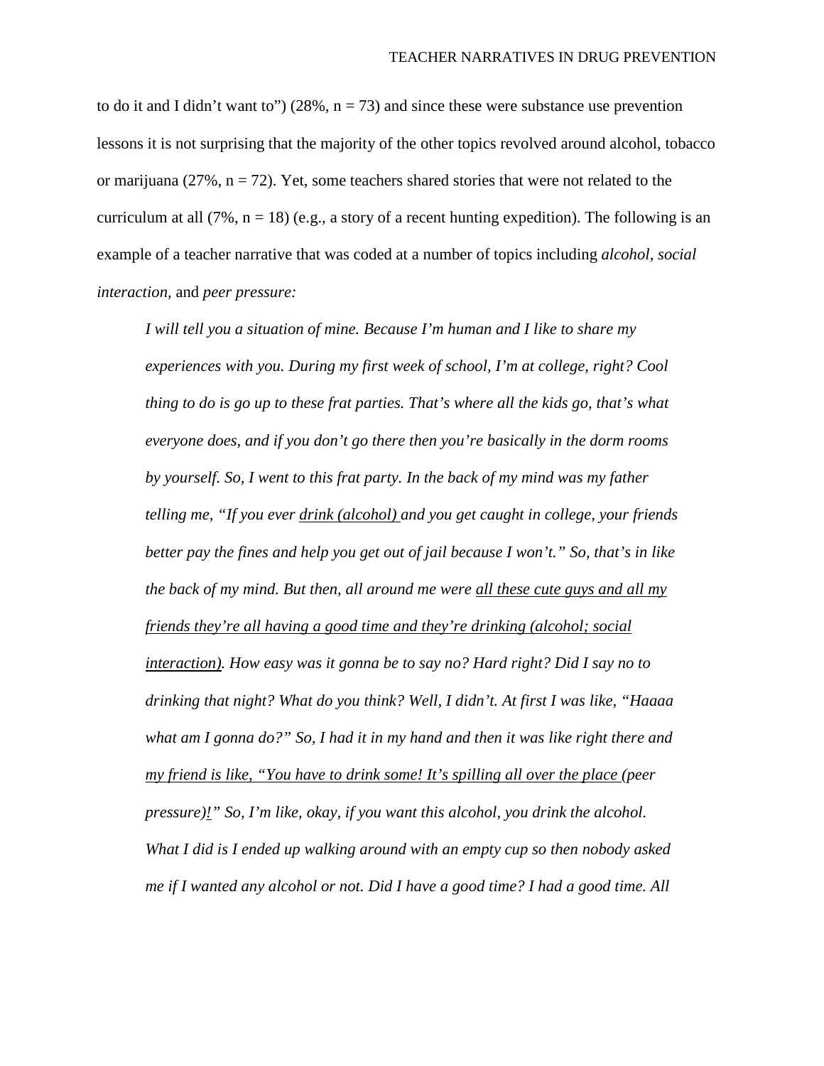to do it and I didn't want to") (28%, n = 73) and since these were substance use prevention lessons it is not surprising that the majority of the other topics revolved around alcohol, tobacco or marijuana (27%, n = 72). Yet, some teachers shared stories that were not related to the curriculum at all (7%, n = 18) (e.g., a story of a recent hunting expedition). The following is an example of a teacher narrative that was coded at a number of topics including *alcohol*, *social interaction*, and *peer pressure:*

> *I will tell you a situation of mine. Because I'm human and I like to share my experiences with you. During my first week of school, I'm at college, right? Cool thing to do is go up to these frat parties. That's where all the kids go, that's what everyone does, and if you don't go there then you're basically in the dorm rooms by yourself. So, I went to this frat party. In the back of my mind was my father telling me, "If you ever <u>drink (alcohol)</u> and you get caught in college, your friends better pay the fines and help you get out of jail because I won't." So, that's in like the back of my mind. But then, all around me were <u>all these cute guys and all my friends they're all having a good time and they're drinking (alcohol; social interaction)</u>. How easy was it gonna be to say no? Hard right? Did I say no to drinking that night? What do you think? Well, I didn't. At first I was like, "Haaaa what am I gonna do?" So, I had it in my hand and then it was like right there and <u>my friend is like, "You have to drink some! It's spilling all over the place</u> (peer pressure)<u>!</u>" So, I'm like, okay, if you want this alcohol, you drink the alcohol. What I did is I ended up walking around with an empty cup so then nobody asked me if I wanted any alcohol or not. Did I have a good time? I had a good time. All*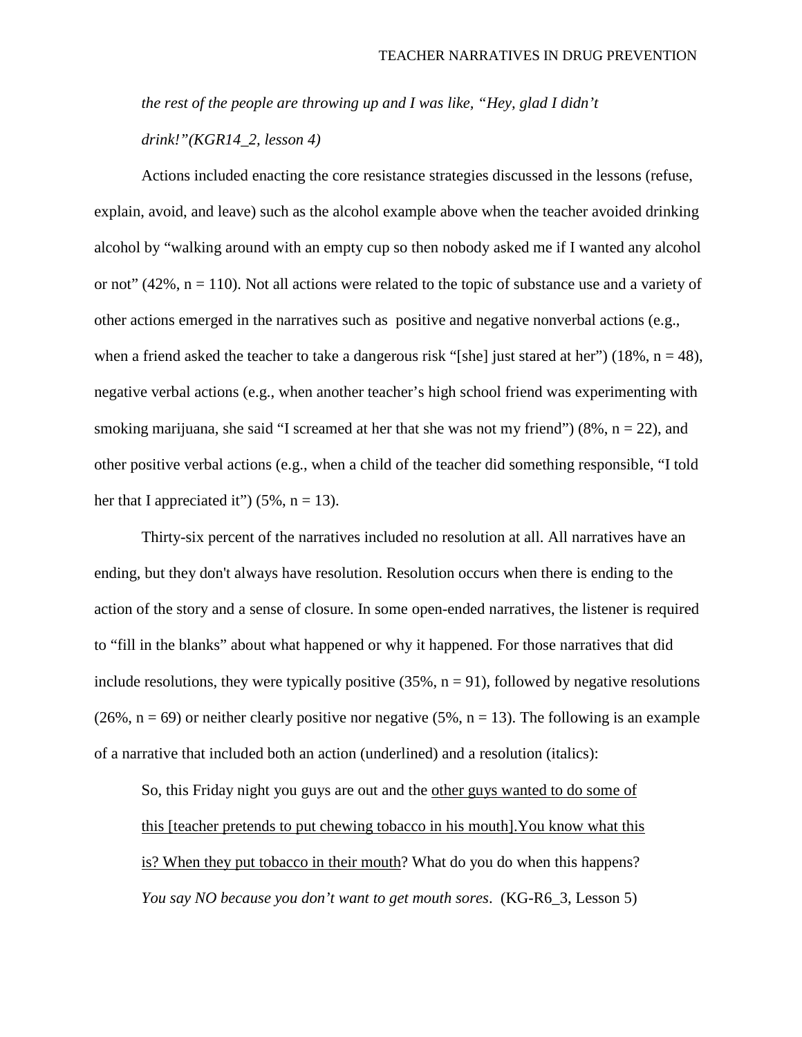*the rest of the people are throwing up and I was like, "Hey, glad I didn't drink!"(KGR14_2, lesson 4)*

Actions included enacting the core resistance strategies discussed in the lessons (refuse, explain, avoid, and leave) such as the alcohol example above when the teacher avoided drinking alcohol by "walking around with an empty cup so then nobody asked me if I wanted any alcohol or not" (42%, n = 110). Not all actions were related to the topic of substance use and a variety of other actions emerged in the narratives such as positive and negative nonverbal actions (e.g., when a friend asked the teacher to take a dangerous risk "[she] just stared at her") (18%, n = 48), negative verbal actions (e.g., when another teacher's high school friend was experimenting with smoking marijuana, she said "I screamed at her that she was not my friend") (8%, n = 22), and other positive verbal actions (e.g., when a child of the teacher did something responsible, "I told her that I appreciated it") (5%, n = 13).

Thirty-six percent of the narratives included no resolution at all. All narratives have an ending, but they don't always have resolution. Resolution occurs when there is ending to the action of the story and a sense of closure. In some open-ended narratives, the listener is required to "fill in the blanks" about what happened or why it happened. For those narratives that did include resolutions, they were typically positive (35%, n = 91), followed by negative resolutions (26%, n = 69) or neither clearly positive nor negative (5%, n = 13). The following is an example of a narrative that included both an action (underlined) and a resolution (italics):

> So, this Friday night you guys are out and the <u>other guys wanted to do some of this [teacher pretends to put chewing tobacco in his mouth].You know what this is? When they put tobacco in their mouth</u>? What do you do when this happens? *You say NO because you don't want to get mouth sores*. (KG-R6_3, Lesson 5)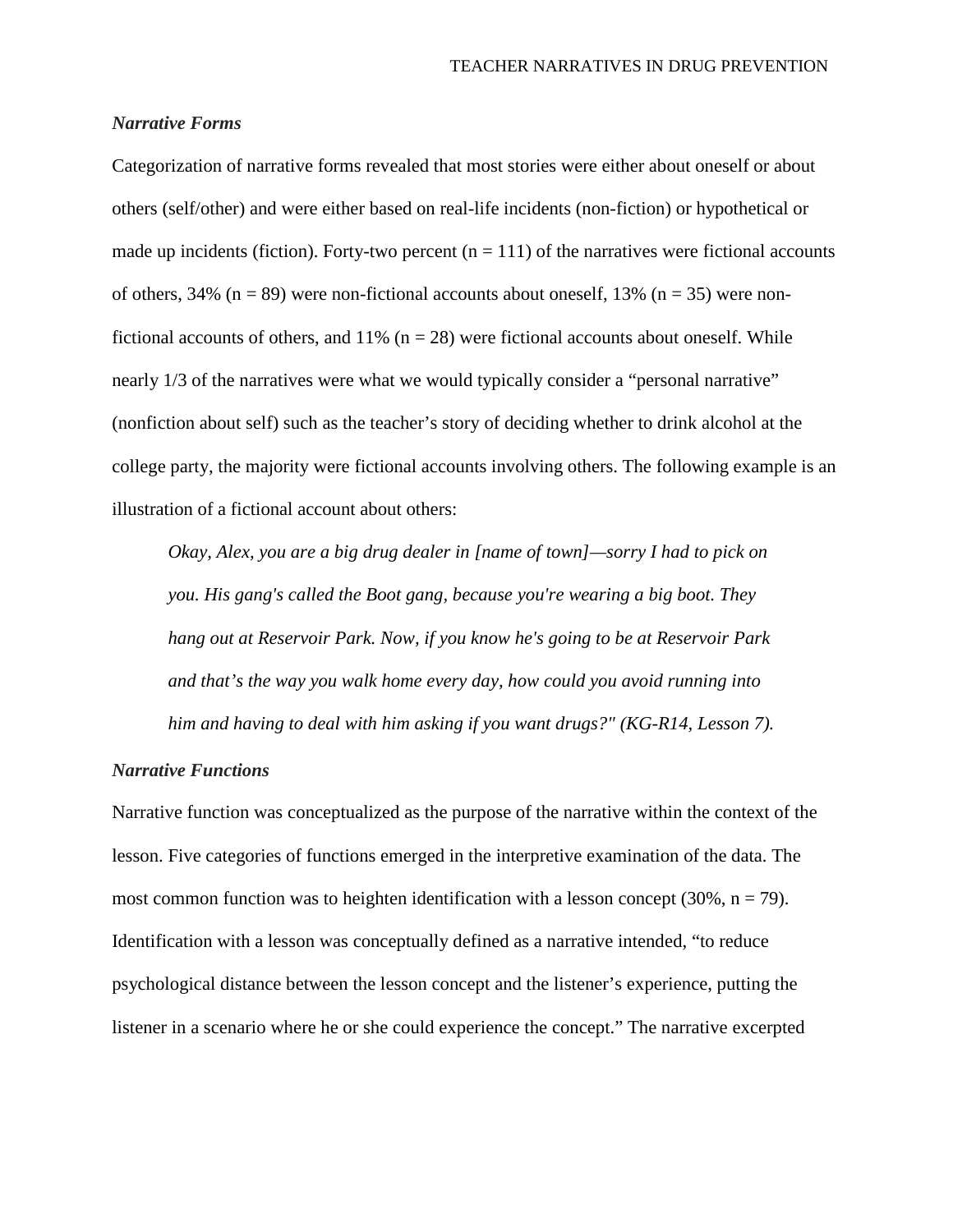### *Narrative Forms*

Categorization of narrative forms revealed that most stories were either about oneself or about others (self/other) and were either based on real-life incidents (non-fiction) or hypothetical or made up incidents (fiction). Forty-two percent (n = 111) of the narratives were fictional accounts of others, 34% (n = 89) were non-fictional accounts about oneself, 13% (n = 35) were non-fictional accounts of others, and 11% (n = 28) were fictional accounts about oneself. While nearly 1/3 of the narratives were what we would typically consider a "personal narrative" (nonfiction about self) such as the teacher's story of deciding whether to drink alcohol at the college party, the majority were fictional accounts involving others. The following example is an illustration of a fictional account about others:

> *Okay, Alex, you are a big drug dealer in [name of town]—sorry I had to pick on you. His gang's called the Boot gang, because you're wearing a big boot. They hang out at Reservoir Park. Now, if you know he's going to be at Reservoir Park and that's the way you walk home every day, how could you avoid running into him and having to deal with him asking if you want drugs?" (KG-R14, Lesson 7).*

### *Narrative Functions*

Narrative function was conceptualized as the purpose of the narrative within the context of the lesson. Five categories of functions emerged in the interpretive examination of the data. The most common function was to heighten identification with a lesson concept (30%, n = 79). Identification with a lesson was conceptually defined as a narrative intended, "to reduce psychological distance between the lesson concept and the listener's experience, putting the listener in a scenario where he or she could experience the concept." The narrative excerpted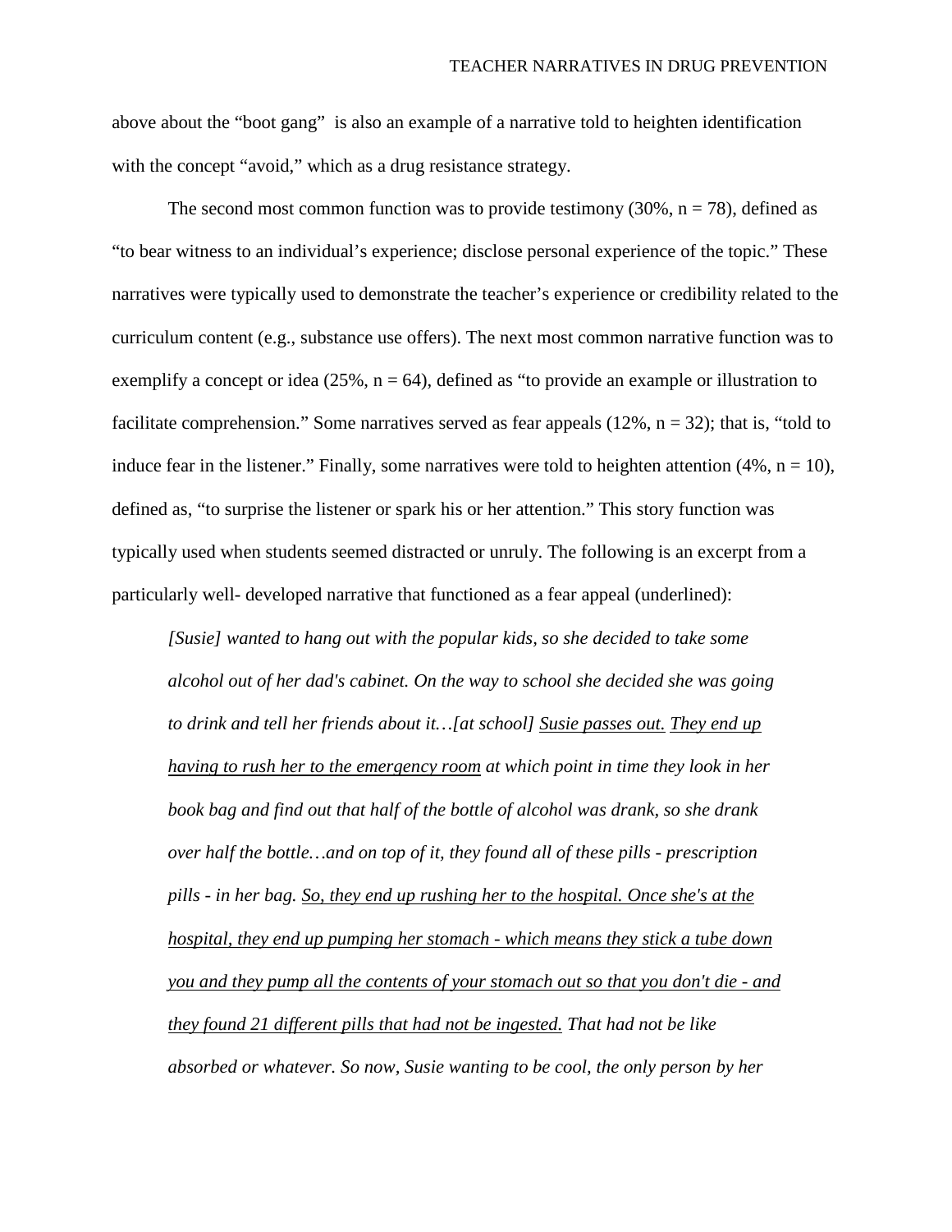above about the "boot gang" is also an example of a narrative told to heighten identification with the concept "avoid," which as a drug resistance strategy.

The second most common function was to provide testimony (30%, n = 78), defined as "to bear witness to an individual's experience; disclose personal experience of the topic." These narratives were typically used to demonstrate the teacher's experience or credibility related to the curriculum content (e.g., substance use offers). The next most common narrative function was to exemplify a concept or idea (25%, n = 64), defined as "to provide an example or illustration to facilitate comprehension." Some narratives served as fear appeals (12%, n = 32); that is, "told to induce fear in the listener." Finally, some narratives were told to heighten attention (4%, n = 10), defined as, "to surprise the listener or spark his or her attention." This story function was typically used when students seemed distracted or unruly. The following is an excerpt from a particularly well- developed narrative that functioned as a fear appeal (underlined):

> *[Susie] wanted to hang out with the popular kids, so she decided to take some alcohol out of her dad's cabinet. On the way to school she decided she was going to drink and tell her friends about it…[at school] <u>Susie passes out.</u> <u>They end up having to rush her to the emergency room</u> at which point in time they look in her book bag and find out that half of the bottle of alcohol was drank, so she drank over half the bottle…and on top of it, they found all of these pills - prescription pills - in her bag. <u>So, they end up rushing her to the hospital. Once she's at the hospital, they end up pumping her stomach - which means they stick a tube down you and they pump all the contents of your stomach out so that you don't die - and they found 21 different pills that had not be ingested.</u> That had not be like absorbed or whatever. So now, Susie wanting to be cool, the only person by her*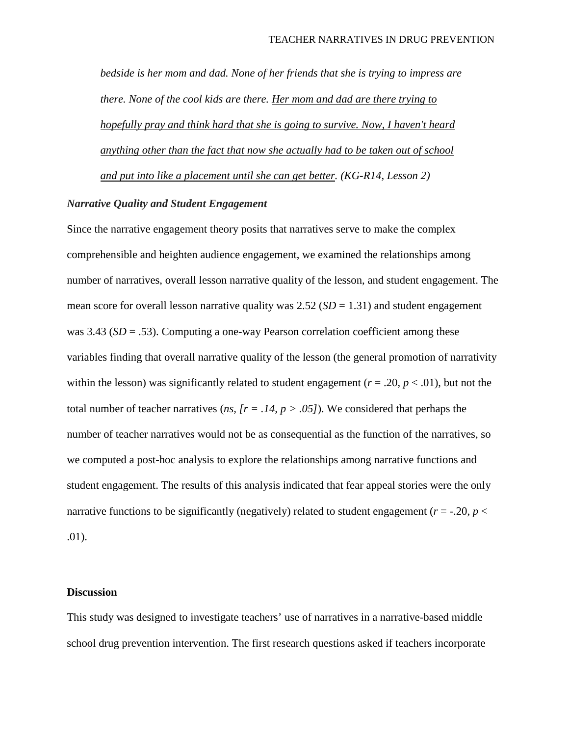*bedside is her mom and dad. None of her friends that she is trying to impress are there. None of the cool kids are there. <u>Her mom and dad are there trying to hopefully pray and think hard that she is going to survive. Now, I haven't heard anything other than the fact that now she actually had to be taken out of school and put into like a placement until she can get better</u>. (KG-R14, Lesson 2)*

### *Narrative Quality and Student Engagement*

Since the narrative engagement theory posits that narratives serve to make the complex comprehensible and heighten audience engagement, we examined the relationships among number of narratives, overall lesson narrative quality of the lesson, and student engagement. The mean score for overall lesson narrative quality was 2.52 (*SD* = 1.31) and student engagement was 3.43 (*SD* = .53). Computing a one-way Pearson correlation coefficient among these variables finding that overall narrative quality of the lesson (the general promotion of narrativity within the lesson) was significantly related to student engagement ($r = .20$, $p < .01$), but not the total number of teacher narratives (*ns, [$r = .14$, $p > .05$]*). We considered that perhaps the number of teacher narratives would not be as consequential as the function of the narratives, so we computed a post-hoc analysis to explore the relationships among narrative functions and student engagement. The results of this analysis indicated that fear appeal stories were the only narrative functions to be significantly (negatively) related to student engagement ($r = -.20$, $p < .01$).

## Discussion

This study was designed to investigate teachers' use of narratives in a narrative-based middle school drug prevention intervention. The first research questions asked if teachers incorporate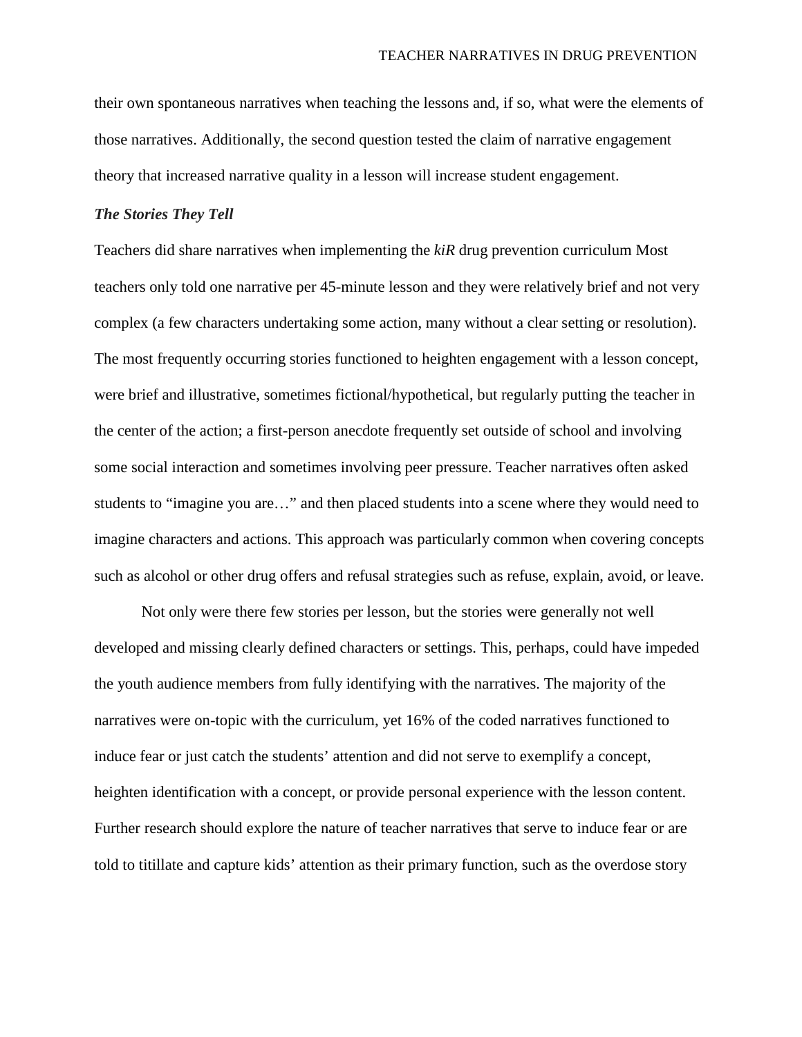their own spontaneous narratives when teaching the lessons and, if so, what were the elements of those narratives. Additionally, the second question tested the claim of narrative engagement theory that increased narrative quality in a lesson will increase student engagement.

***The Stories They Tell***

Teachers did share narratives when implementing the *kiR* drug prevention curriculum Most teachers only told one narrative per 45-minute lesson and they were relatively brief and not very complex (a few characters undertaking some action, many without a clear setting or resolution). The most frequently occurring stories functioned to heighten engagement with a lesson concept, were brief and illustrative, sometimes fictional/hypothetical, but regularly putting the teacher in the center of the action; a first-person anecdote frequently set outside of school and involving some social interaction and sometimes involving peer pressure. Teacher narratives often asked students to "imagine you are…" and then placed students into a scene where they would need to imagine characters and actions. This approach was particularly common when covering concepts such as alcohol or other drug offers and refusal strategies such as refuse, explain, avoid, or leave.

Not only were there few stories per lesson, but the stories were generally not well developed and missing clearly defined characters or settings. This, perhaps, could have impeded the youth audience members from fully identifying with the narratives. The majority of the narratives were on-topic with the curriculum, yet 16% of the coded narratives functioned to induce fear or just catch the students' attention and did not serve to exemplify a concept, heighten identification with a concept, or provide personal experience with the lesson content. Further research should explore the nature of teacher narratives that serve to induce fear or are told to titillate and capture kids' attention as their primary function, such as the overdose story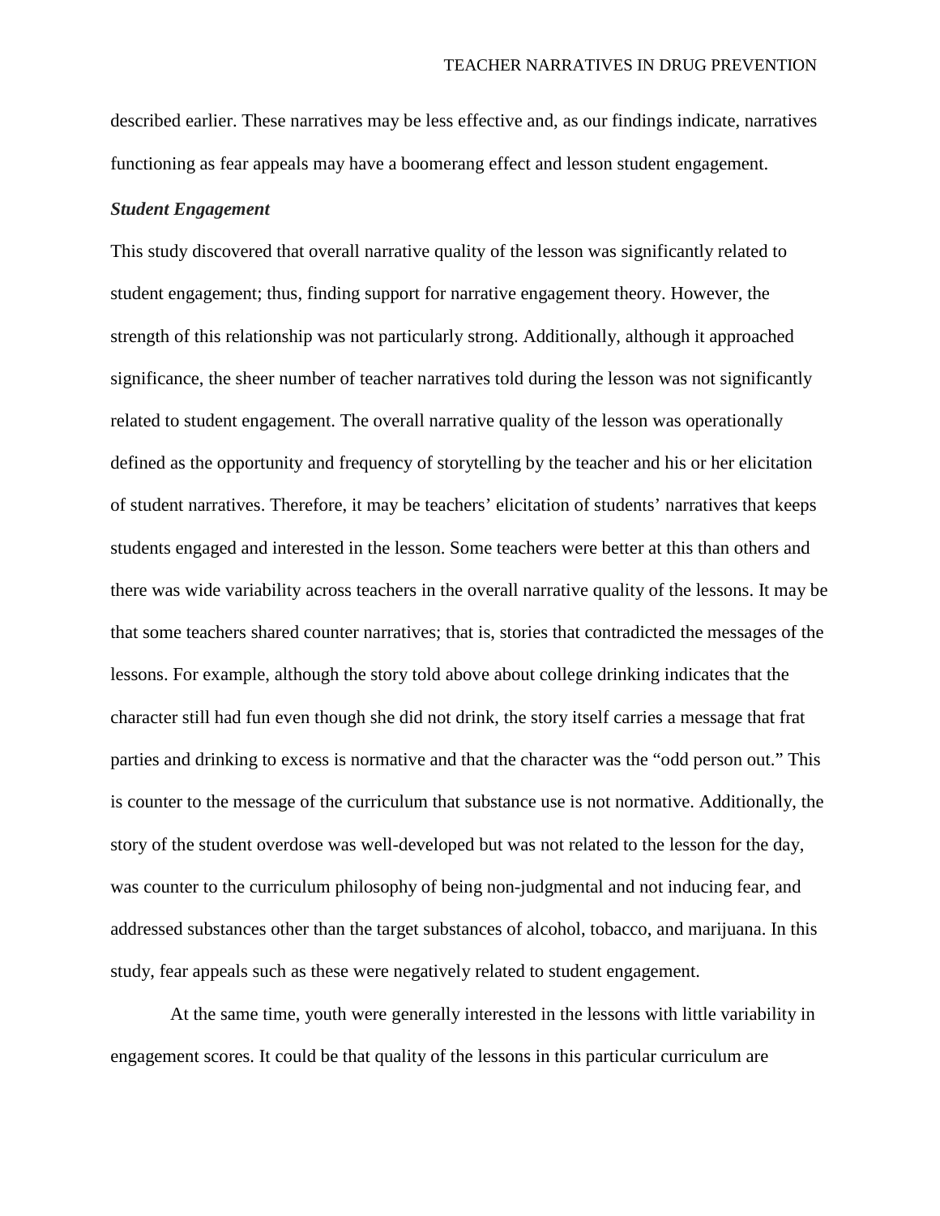described earlier. These narratives may be less effective and, as our findings indicate, narratives functioning as fear appeals may have a boomerang effect and lesson student engagement.

***Student Engagement***

This study discovered that overall narrative quality of the lesson was significantly related to student engagement; thus, finding support for narrative engagement theory. However, the strength of this relationship was not particularly strong. Additionally, although it approached significance, the sheer number of teacher narratives told during the lesson was not significantly related to student engagement. The overall narrative quality of the lesson was operationally defined as the opportunity and frequency of storytelling by the teacher and his or her elicitation of student narratives. Therefore, it may be teachers' elicitation of students' narratives that keeps students engaged and interested in the lesson. Some teachers were better at this than others and there was wide variability across teachers in the overall narrative quality of the lessons. It may be that some teachers shared counter narratives; that is, stories that contradicted the messages of the lessons. For example, although the story told above about college drinking indicates that the character still had fun even though she did not drink, the story itself carries a message that frat parties and drinking to excess is normative and that the character was the "odd person out." This is counter to the message of the curriculum that substance use is not normative. Additionally, the story of the student overdose was well-developed but was not related to the lesson for the day, was counter to the curriculum philosophy of being non-judgmental and not inducing fear, and addressed substances other than the target substances of alcohol, tobacco, and marijuana. In this study, fear appeals such as these were negatively related to student engagement.

At the same time, youth were generally interested in the lessons with little variability in engagement scores. It could be that quality of the lessons in this particular curriculum are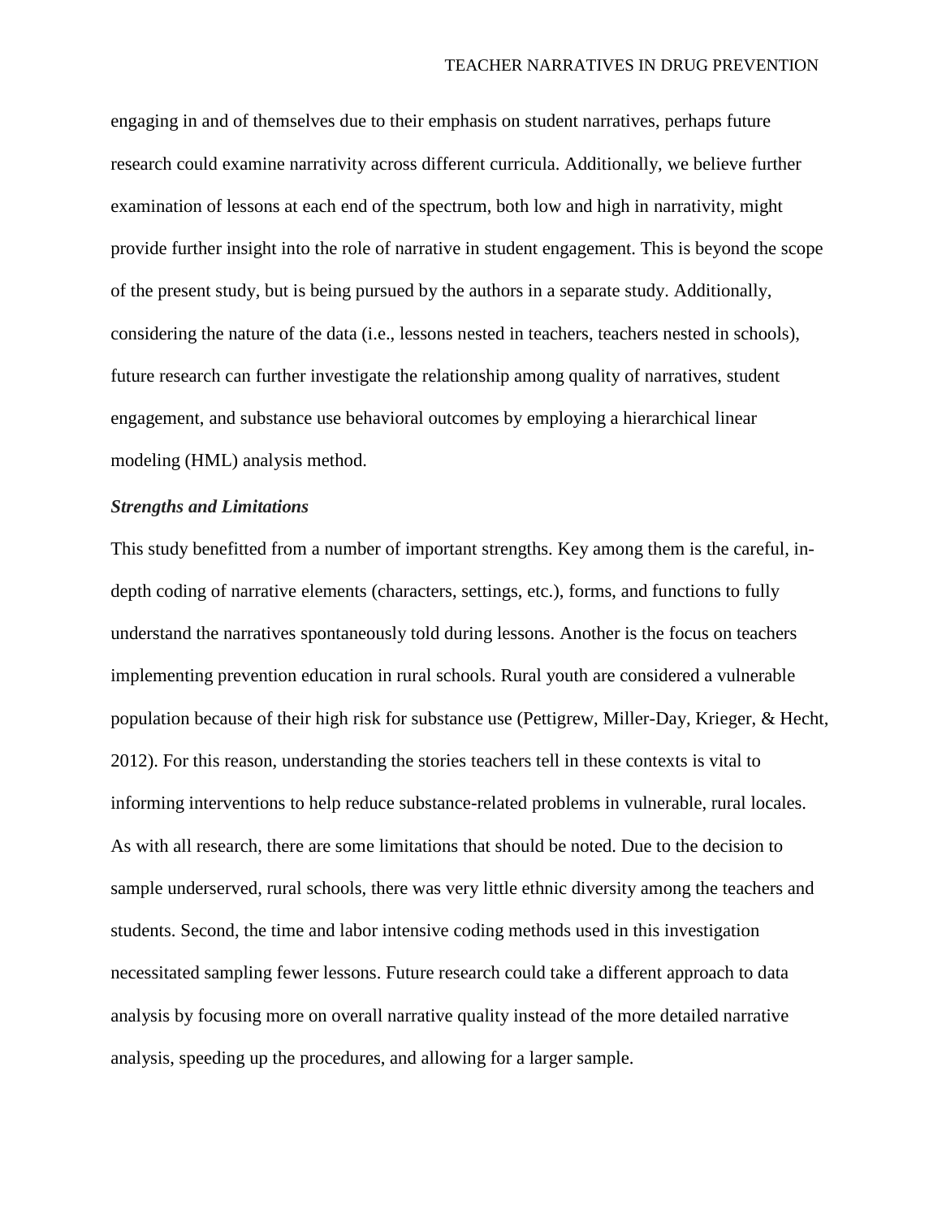engaging in and of themselves due to their emphasis on student narratives, perhaps future research could examine narrativity across different curricula. Additionally, we believe further examination of lessons at each end of the spectrum, both low and high in narrativity, might provide further insight into the role of narrative in student engagement. This is beyond the scope of the present study, but is being pursued by the authors in a separate study. Additionally, considering the nature of the data (i.e., lessons nested in teachers, teachers nested in schools), future research can further investigate the relationship among quality of narratives, student engagement, and substance use behavioral outcomes by employing a hierarchical linear modeling (HML) analysis method.

### *Strengths and Limitations*

This study benefitted from a number of important strengths. Key among them is the careful, in-depth coding of narrative elements (characters, settings, etc.), forms, and functions to fully understand the narratives spontaneously told during lessons. Another is the focus on teachers implementing prevention education in rural schools. Rural youth are considered a vulnerable population because of their high risk for substance use (Pettigrew, Miller-Day, Krieger, & Hecht, 2012). For this reason, understanding the stories teachers tell in these contexts is vital to informing interventions to help reduce substance-related problems in vulnerable, rural locales. As with all research, there are some limitations that should be noted. Due to the decision to sample underserved, rural schools, there was very little ethnic diversity among the teachers and students. Second, the time and labor intensive coding methods used in this investigation necessitated sampling fewer lessons. Future research could take a different approach to data analysis by focusing more on overall narrative quality instead of the more detailed narrative analysis, speeding up the procedures, and allowing for a larger sample.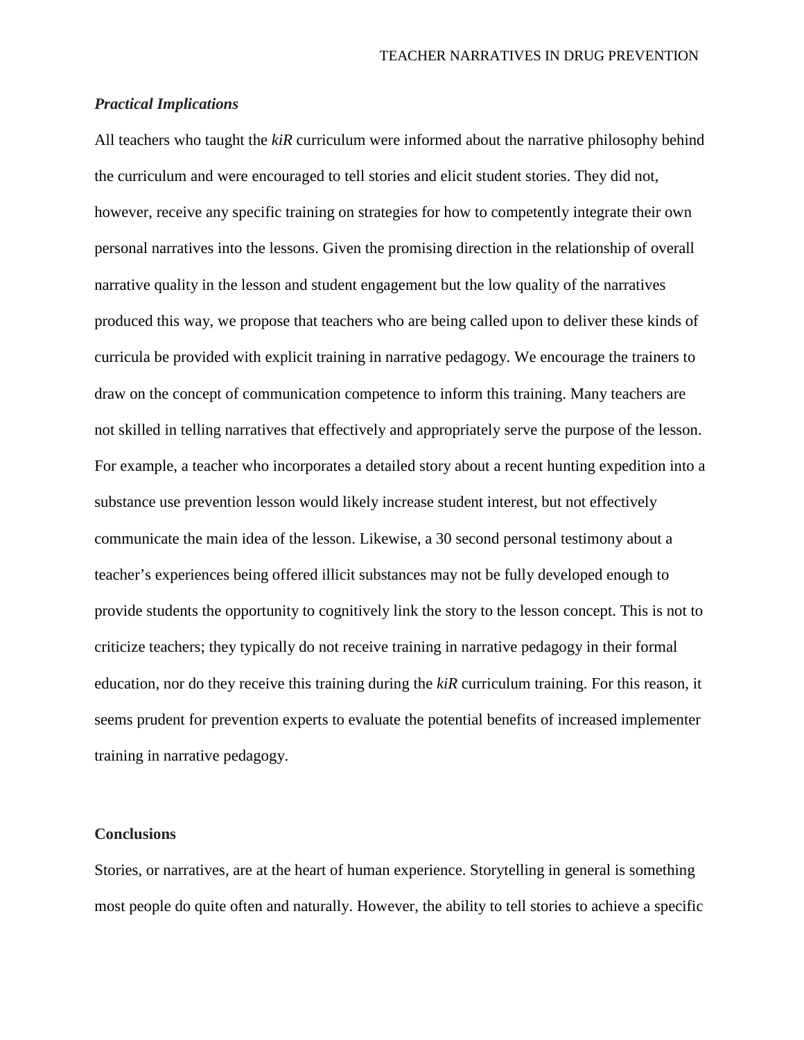### *Practical Implications*

All teachers who taught the *kiR* curriculum were informed about the narrative philosophy behind the curriculum and were encouraged to tell stories and elicit student stories. They did not, however, receive any specific training on strategies for how to competently integrate their own personal narratives into the lessons. Given the promising direction in the relationship of overall narrative quality in the lesson and student engagement but the low quality of the narratives produced this way, we propose that teachers who are being called upon to deliver these kinds of curricula be provided with explicit training in narrative pedagogy. We encourage the trainers to draw on the concept of communication competence to inform this training. Many teachers are not skilled in telling narratives that effectively and appropriately serve the purpose of the lesson. For example, a teacher who incorporates a detailed story about a recent hunting expedition into a substance use prevention lesson would likely increase student interest, but not effectively communicate the main idea of the lesson. Likewise, a 30 second personal testimony about a teacher's experiences being offered illicit substances may not be fully developed enough to provide students the opportunity to cognitively link the story to the lesson concept. This is not to criticize teachers; they typically do not receive training in narrative pedagogy in their formal education, nor do they receive this training during the *kiR* curriculum training. For this reason, it seems prudent for prevention experts to evaluate the potential benefits of increased implementer training in narrative pedagogy.

## Conclusions

Stories, or narratives, are at the heart of human experience. Storytelling in general is something most people do quite often and naturally. However, the ability to tell stories to achieve a specific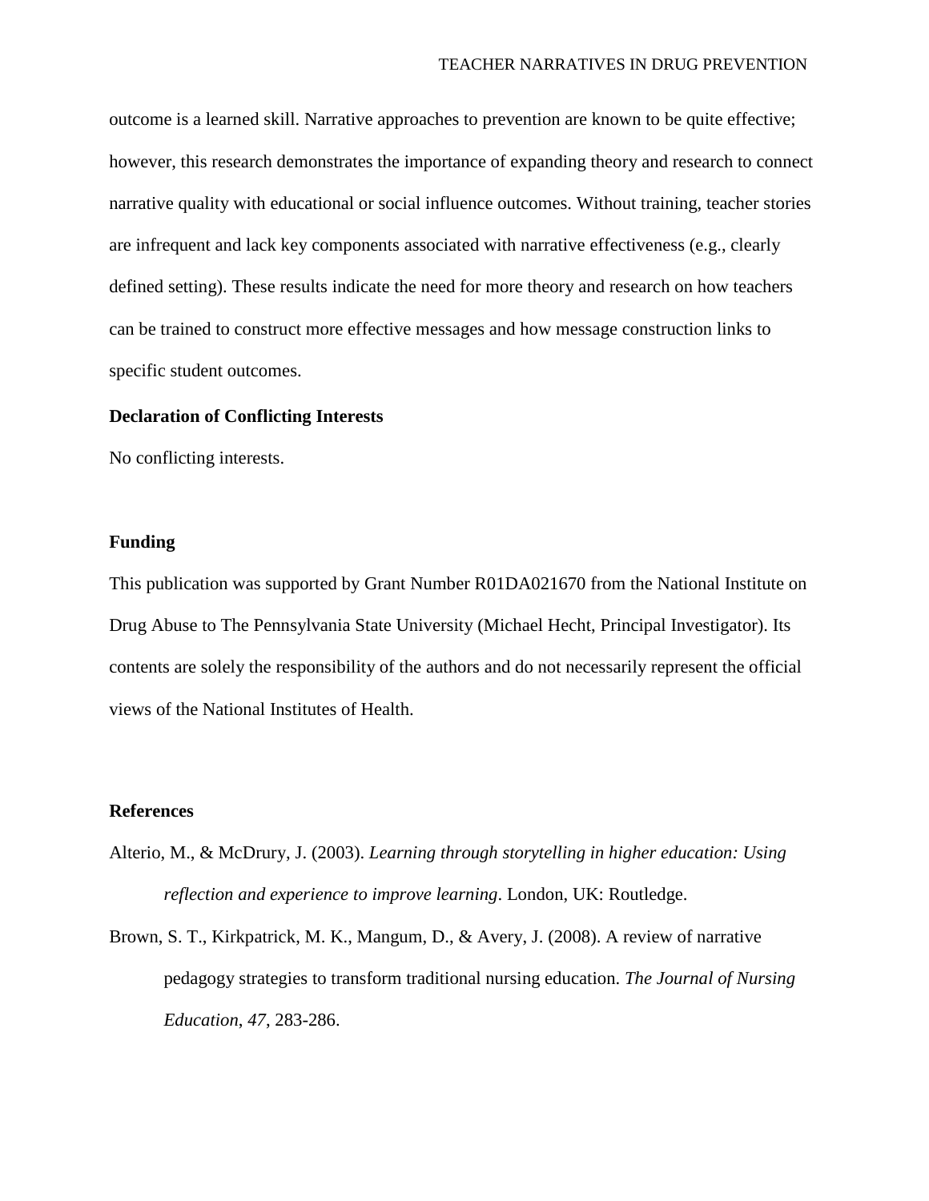outcome is a learned skill. Narrative approaches to prevention are known to be quite effective; however, this research demonstrates the importance of expanding theory and research to connect narrative quality with educational or social influence outcomes. Without training, teacher stories are infrequent and lack key components associated with narrative effectiveness (e.g., clearly defined setting). These results indicate the need for more theory and research on how teachers can be trained to construct more effective messages and how message construction links to specific student outcomes.

**Declaration of Conflicting Interests**

No conflicting interests.

**Funding**

This publication was supported by Grant Number R01DA021670 from the National Institute on Drug Abuse to The Pennsylvania State University (Michael Hecht, Principal Investigator). Its contents are solely the responsibility of the authors and do not necessarily represent the official views of the National Institutes of Health.

**References**

Alterio, M., & McDrury, J. (2003). *Learning through storytelling in higher education: Using reflection and experience to improve learning*. London, UK: Routledge.

Brown, S. T., Kirkpatrick, M. K., Mangum, D., & Avery, J. (2008). A review of narrative pedagogy strategies to transform traditional nursing education. *The Journal of Nursing Education*, *47*, 283-286.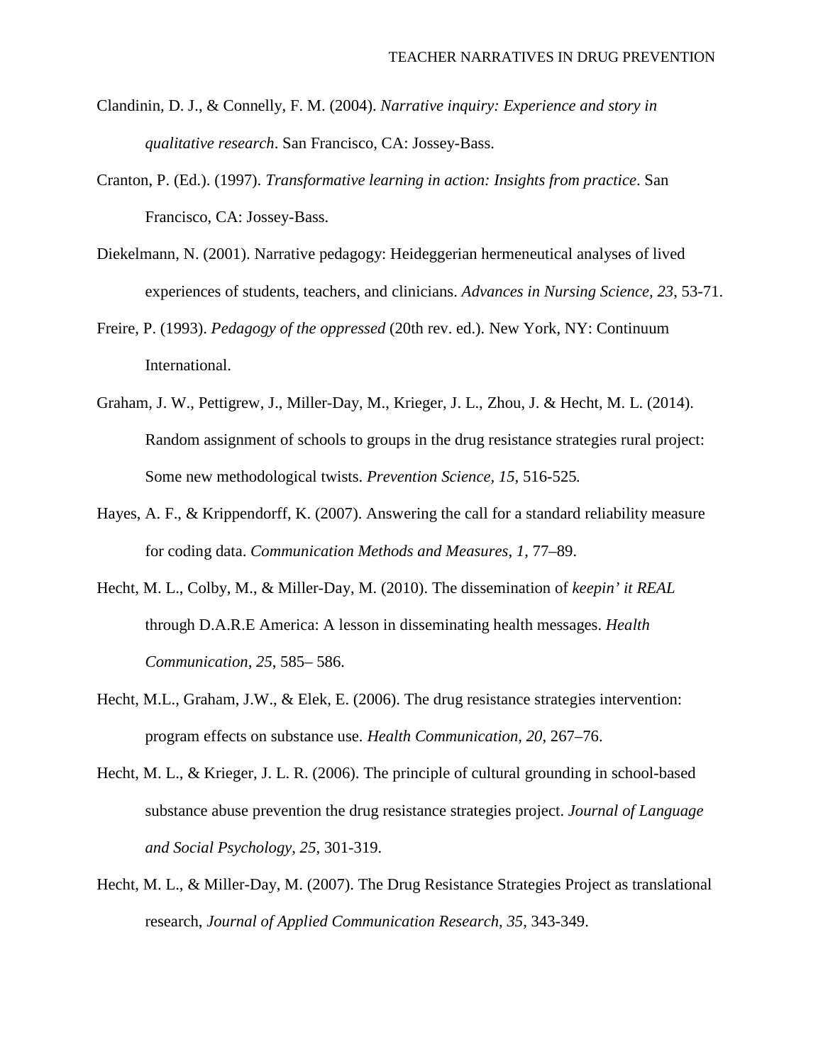Clandinin, D. J., & Connelly, F. M. (2004). *Narrative inquiry: Experience and story in qualitative research*. San Francisco, CA: Jossey-Bass.

Cranton, P. (Ed.). (1997). *Transformative learning in action: Insights from practice*. San Francisco, CA: Jossey-Bass.

Diekelmann, N. (2001). Narrative pedagogy: Heideggerian hermeneutical analyses of lived experiences of students, teachers, and clinicians. *Advances in Nursing Science*, *23*, 53-71.

Freire, P. (1993). *Pedagogy of the oppressed* (20th rev. ed.). New York, NY: Continuum International.

Graham, J. W., Pettigrew, J., Miller-Day, M., Krieger, J. L., Zhou, J. & Hecht, M. L. (2014). Random assignment of schools to groups in the drug resistance strategies rural project: Some new methodological twists. *Prevention Science, 15*, 516-525.

Hayes, A. F., & Krippendorff, K. (2007). Answering the call for a standard reliability measure for coding data. *Communication Methods and Measures*, *1*, 77–89.

Hecht, M. L., Colby, M., & Miller-Day, M. (2010). The dissemination of *keepin' it REAL* through D.A.R.E America: A lesson in disseminating health messages. *Health Communication*, *25*, 585– 586.

Hecht, M.L., Graham, J.W., & Elek, E. (2006). The drug resistance strategies intervention: program effects on substance use. *Health Communication, 20*, 267–76.

Hecht, M. L., & Krieger, J. L. R. (2006). The principle of cultural grounding in school-based substance abuse prevention the drug resistance strategies project. *Journal of Language and Social Psychology*, *25*, 301-319.

Hecht, M. L., & Miller-Day, M. (2007). The Drug Resistance Strategies Project as translational research, *Journal of Applied Communication Research, 35*, 343-349.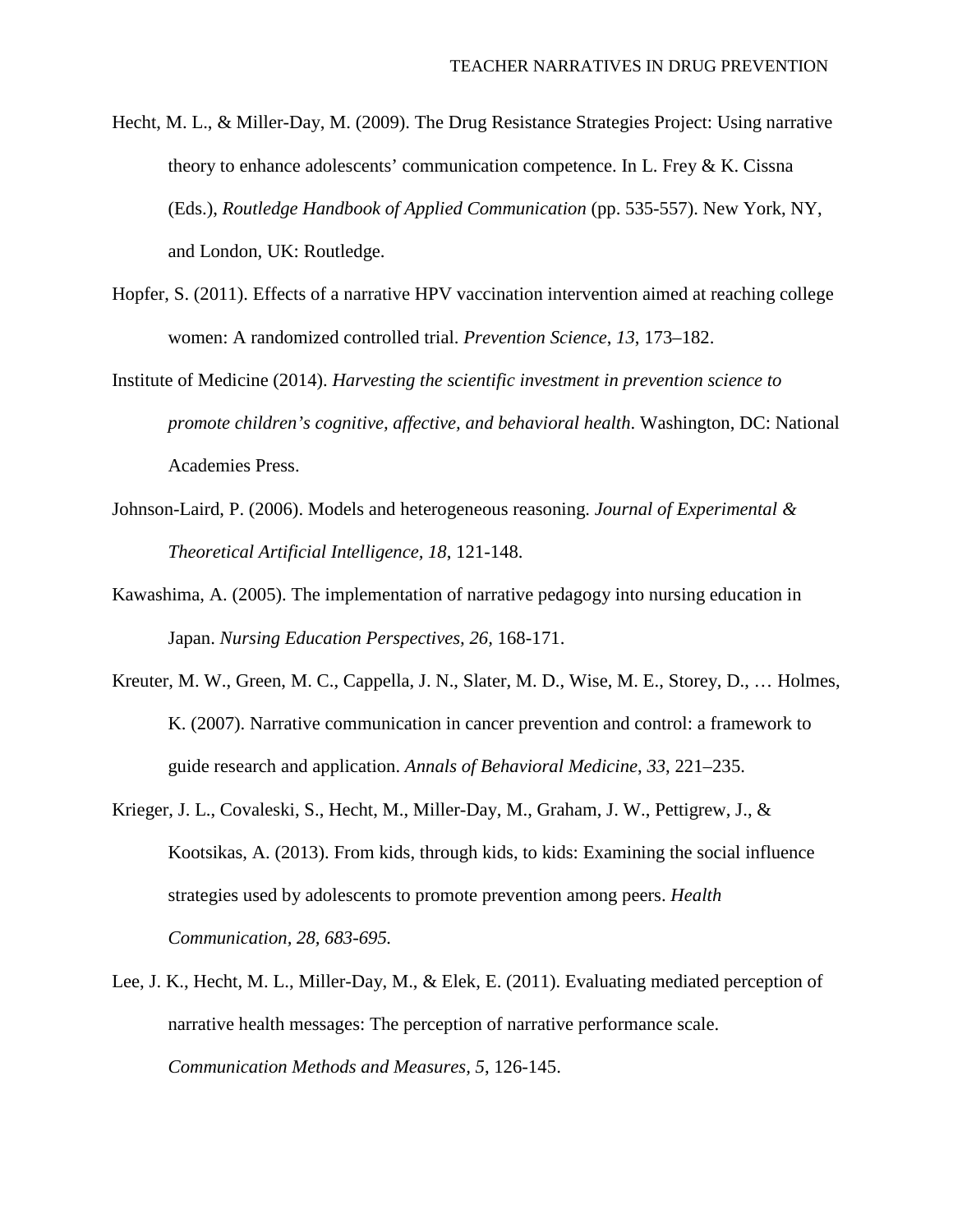Hecht, M. L., & Miller-Day, M. (2009). The Drug Resistance Strategies Project: Using narrative theory to enhance adolescents' communication competence. In L. Frey & K. Cissna (Eds.), *Routledge Handbook of Applied Communication* (pp. 535-557). New York, NY, and London, UK: Routledge.

Hopfer, S. (2011). Effects of a narrative HPV vaccination intervention aimed at reaching college women: A randomized controlled trial. *Prevention Science, 13*, 173–182.

Institute of Medicine (2014). *Harvesting the scientific investment in prevention science to promote children's cognitive, affective, and behavioral health*. Washington, DC: National Academies Press.

Johnson-Laird, P. (2006). Models and heterogeneous reasoning. *Journal of Experimental & Theoretical Artificial Intelligence, 18,* 121-148.

Kawashima, A. (2005). The implementation of narrative pedagogy into nursing education in Japan. *Nursing Education Perspectives, 26,* 168-171.

Kreuter, M. W., Green, M. C., Cappella, J. N., Slater, M. D., Wise, M. E., Storey, D., … Holmes, K. (2007). Narrative communication in cancer prevention and control: a framework to guide research and application. *Annals of Behavioral Medicine*, *33*, 221–235.

Krieger, J. L., Covaleski, S., Hecht, M., Miller-Day, M., Graham, J. W., Pettigrew, J., & Kootsikas, A. (2013). From kids, through kids, to kids: Examining the social influence strategies used by adolescents to promote prevention among peers. *Health Communication, 28, 683-695.*

Lee, J. K., Hecht, M. L., Miller-Day, M., & Elek, E. (2011). Evaluating mediated perception of narrative health messages: The perception of narrative performance scale. *Communication Methods and Measures, 5*, 126-145.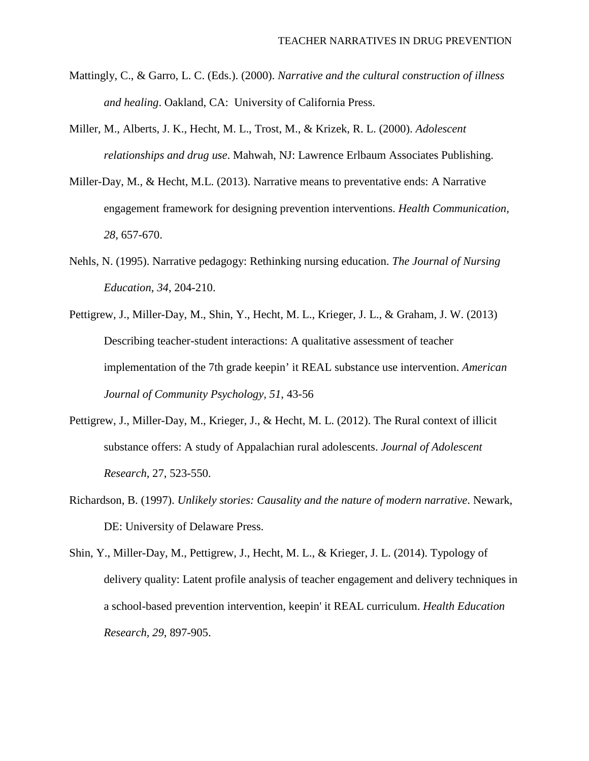Mattingly, C., & Garro, L. C. (Eds.). (2000). *Narrative and the cultural construction of illness and healing*. Oakland, CA: University of California Press.

Miller, M., Alberts, J. K., Hecht, M. L., Trost, M., & Krizek, R. L. (2000). *Adolescent relationships and drug use*. Mahwah, NJ: Lawrence Erlbaum Associates Publishing.

Miller-Day, M., & Hecht, M.L. (2013). Narrative means to preventative ends: A Narrative engagement framework for designing prevention interventions. *Health Communication*, *28*, 657-670.

Nehls, N. (1995). Narrative pedagogy: Rethinking nursing education. *The Journal of Nursing Education*, *34*, 204-210.

Pettigrew, J., Miller-Day, M., Shin, Y., Hecht, M. L., Krieger, J. L., & Graham, J. W. (2013) Describing teacher-student interactions: A qualitative assessment of teacher implementation of the 7th grade keepin' it REAL substance use intervention. *American Journal of Community Psychology, 51,* 43-56

Pettigrew, J., Miller-Day, M., Krieger, J., & Hecht, M. L. (2012). The Rural context of illicit substance offers: A study of Appalachian rural adolescents. *Journal of Adolescent Research*, 27, 523-550.

Richardson, B. (1997). *Unlikely stories: Causality and the nature of modern narrative*. Newark, DE: University of Delaware Press.

Shin, Y., Miller-Day, M., Pettigrew, J., Hecht, M. L., & Krieger, J. L. (2014). Typology of delivery quality: Latent profile analysis of teacher engagement and delivery techniques in a school-based prevention intervention, keepin' it REAL curriculum. *Health Education Research*, *29*, 897-905.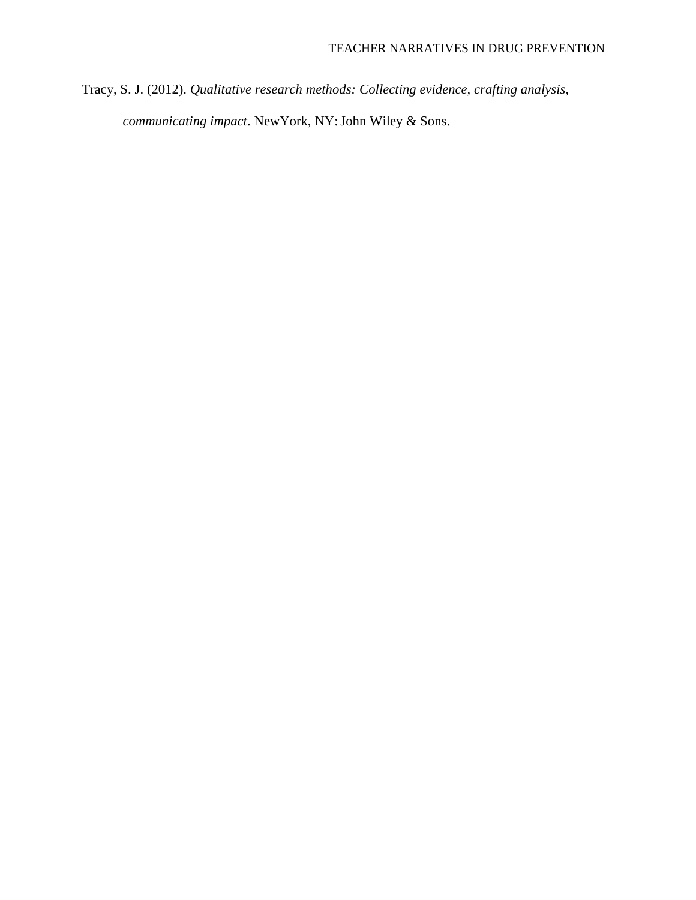Tracy, S. J. (2012). *Qualitative research methods: Collecting evidence, crafting analysis, communicating impact*. NewYork, NY: John Wiley & Sons.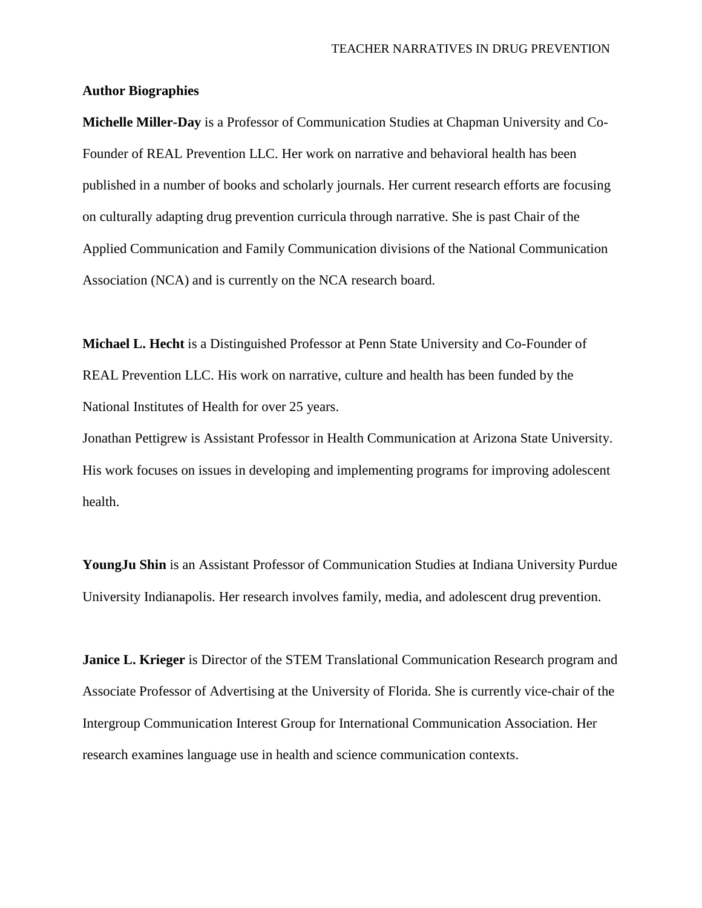**Author Biographies**

**Michelle Miller-Day** is a Professor of Communication Studies at Chapman University and Co-Founder of REAL Prevention LLC. Her work on narrative and behavioral health has been published in a number of books and scholarly journals. Her current research efforts are focusing on culturally adapting drug prevention curricula through narrative. She is past Chair of the Applied Communication and Family Communication divisions of the National Communication Association (NCA) and is currently on the NCA research board.

**Michael L. Hecht** is a Distinguished Professor at Penn State University and Co-Founder of REAL Prevention LLC. His work on narrative, culture and health has been funded by the National Institutes of Health for over 25 years.

Jonathan Pettigrew is Assistant Professor in Health Communication at Arizona State University. His work focuses on issues in developing and implementing programs for improving adolescent health.

**YoungJu Shin** is an Assistant Professor of Communication Studies at Indiana University Purdue University Indianapolis. Her research involves family, media, and adolescent drug prevention.

**Janice L. Krieger** is Director of the STEM Translational Communication Research program and Associate Professor of Advertising at the University of Florida. She is currently vice-chair of the Intergroup Communication Interest Group for International Communication Association. Her research examines language use in health and science communication contexts.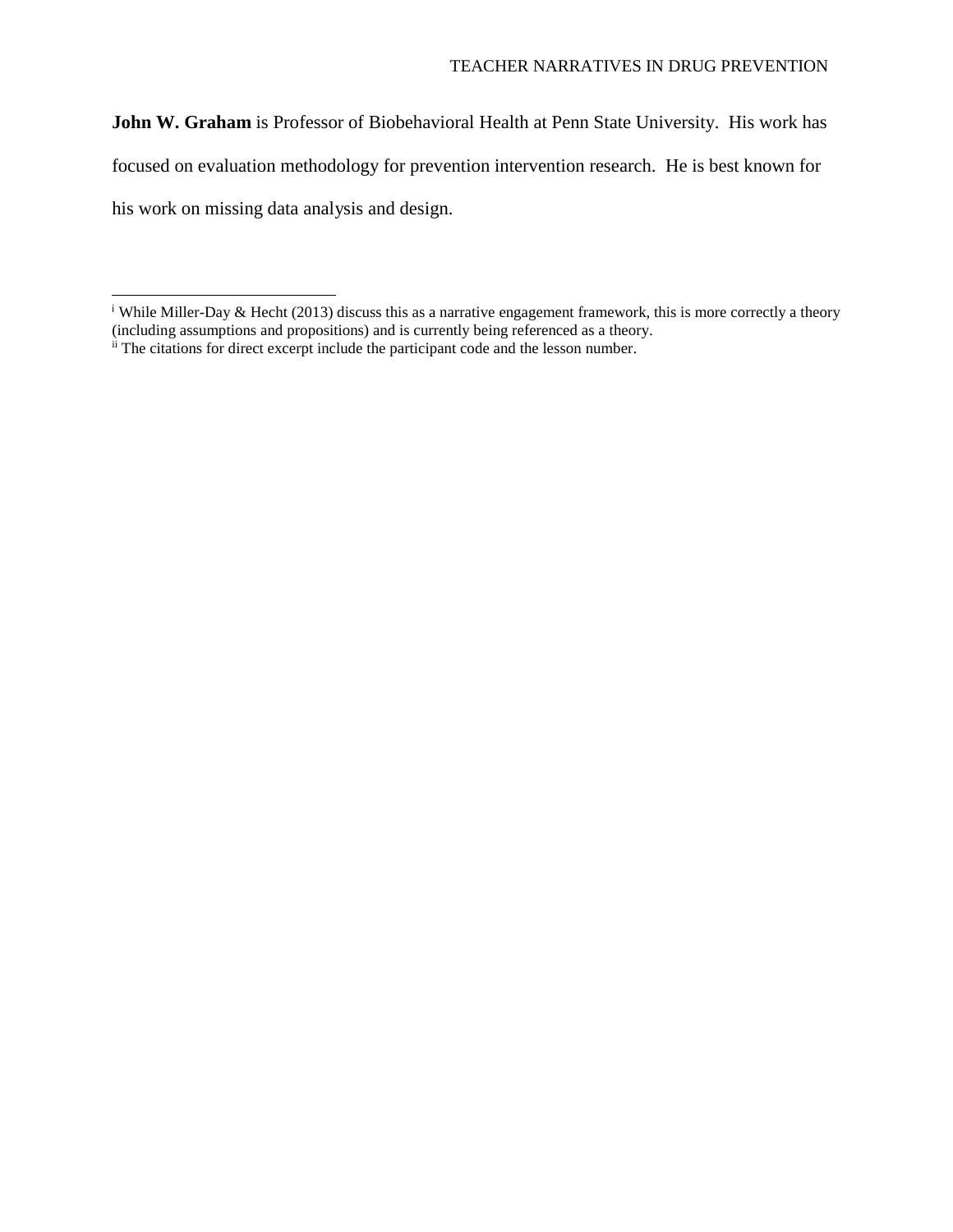**John W. Graham** is Professor of Biobehavioral Health at Penn State University. His work has focused on evaluation methodology for prevention intervention research. He is best known for his work on missing data analysis and design.

---

[i] While Miller-Day & Hecht (2013) discuss this as a narrative engagement framework, this is more correctly a theory (including assumptions and propositions) and is currently being referenced as a theory.

[ii] The citations for direct excerpt include the participant code and the lesson number.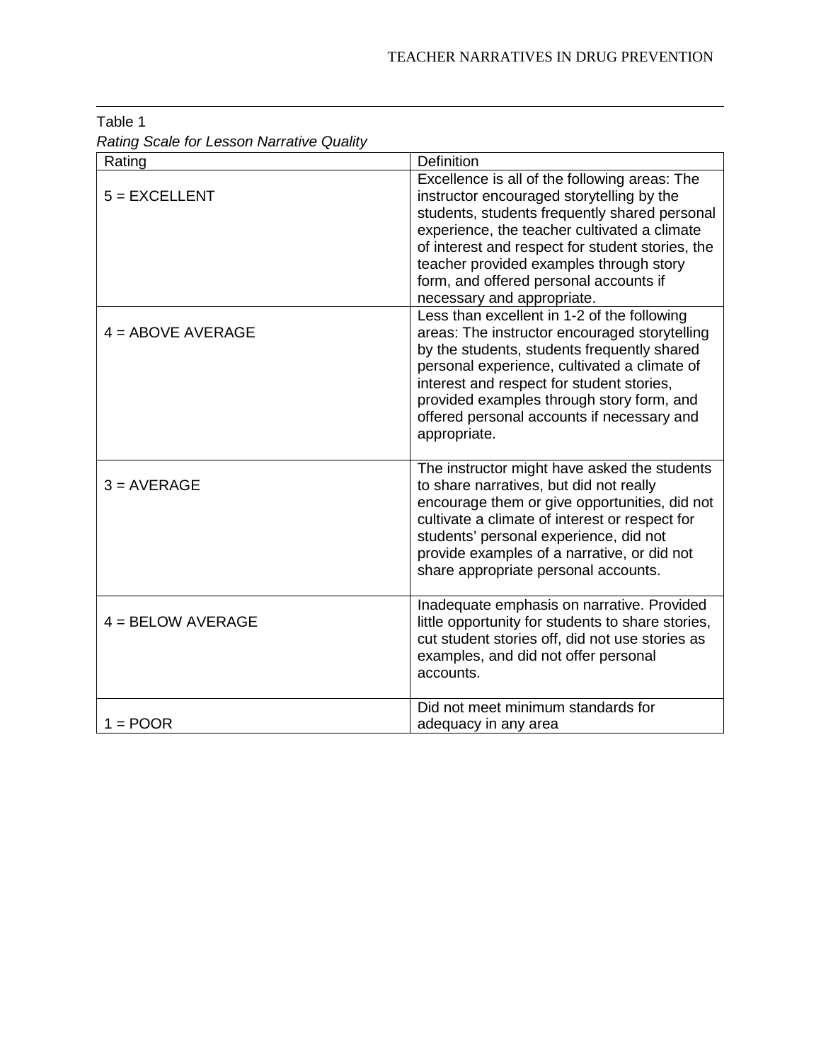Table 1

*Rating Scale for Lesson Narrative Quality*

| Rating | Definition |
| --- | --- |
| 5 = EXCELLENT | Excellence is all of the following areas: The instructor encouraged storytelling by the students, students frequently shared personal experience, the teacher cultivated a climate of interest and respect for student stories, the teacher provided examples through story form, and offered personal accounts if necessary and appropriate. |
| 4 = ABOVE AVERAGE | Less than excellent in 1-2 of the following areas: The instructor encouraged storytelling by the students, students frequently shared personal experience, cultivated a climate of interest and respect for student stories, provided examples through story form, and offered personal accounts if necessary and appropriate. |
| 3 = AVERAGE | The instructor might have asked the students to share narratives, but did not really encourage them or give opportunities, did not cultivate a climate of interest or respect for students' personal experience, did not provide examples of a narrative, or did not share appropriate personal accounts. |
| 4 = BELOW AVERAGE | Inadequate emphasis on narrative. Provided little opportunity for students to share stories, cut student stories off, did not use stories as examples, and did not offer personal accounts. |
| 1 = POOR | Did not meet minimum standards for adequacy in any area |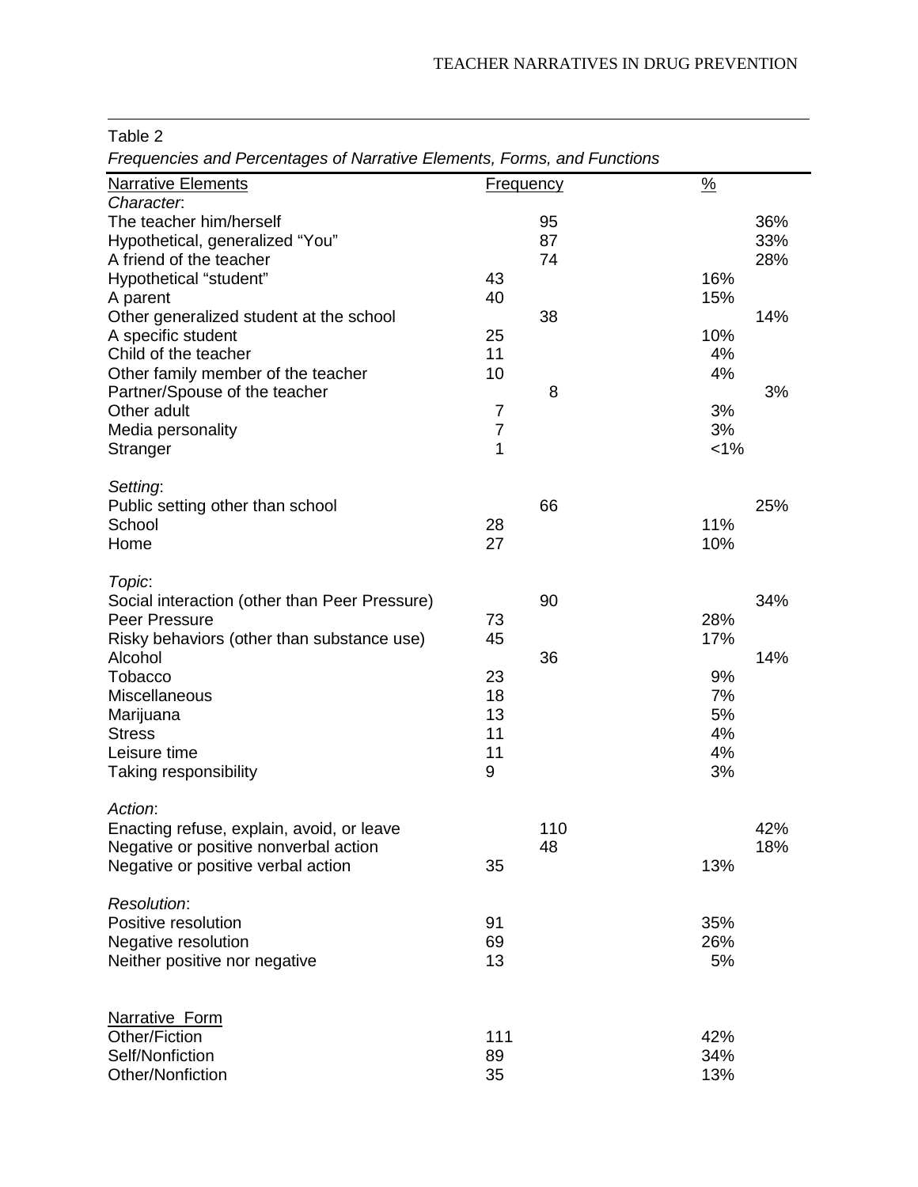Table 2

*Frequencies and Percentages of Narrative Elements, Forms, and Functions*

| Narrative Elements | Frequency | % |
|---|---|---|
| *Character*: | | |
| The teacher him/herself | 95 | 36% |
| Hypothetical, generalized "You" | 87 | 33% |
| A friend of the teacher | 74 | 28% |
| Hypothetical "student" | 43 | 16% |
| A parent | 40 | 15% |
| Other generalized student at the school | 38 | 14% |
| A specific student | 25 | 10% |
| Child of the teacher | 11 | 4% |
| Other family member of the teacher | 10 | 4% |
| Partner/Spouse of the teacher | 8 | 3% |
| Other adult | 7 | 3% |
| Media personality | 7 | 3% |
| Stranger | 1 | <1% |
| *Setting*: | | |
| Public setting other than school | 66 | 25% |
| School | 28 | 11% |
| Home | 27 | 10% |
| *Topic*: | | |
| Social interaction (other than Peer Pressure) | 90 | 34% |
| Peer Pressure | 73 | 28% |
| Risky behaviors (other than substance use) | 45 | 17% |
| Alcohol | 36 | 14% |
| Tobacco | 23 | 9% |
| Miscellaneous | 18 | 7% |
| Marijuana | 13 | 5% |
| Stress | 11 | 4% |
| Leisure time | 11 | 4% |
| Taking responsibility | 9 | 3% |
| *Action*: | | |
| Enacting refuse, explain, avoid, or leave | 110 | 42% |
| Negative or positive nonverbal action | 48 | 18% |
| Negative or positive verbal action | 35 | 13% |
| *Resolution*: | | |
| Positive resolution | 91 | 35% |
| Negative resolution | 69 | 26% |
| Neither positive nor negative | 13 | 5% |
| Narrative Form | | |
| Other/Fiction | 111 | 42% |
| Self/Nonfiction | 89 | 34% |
| Other/Nonfiction | 35 | 13% |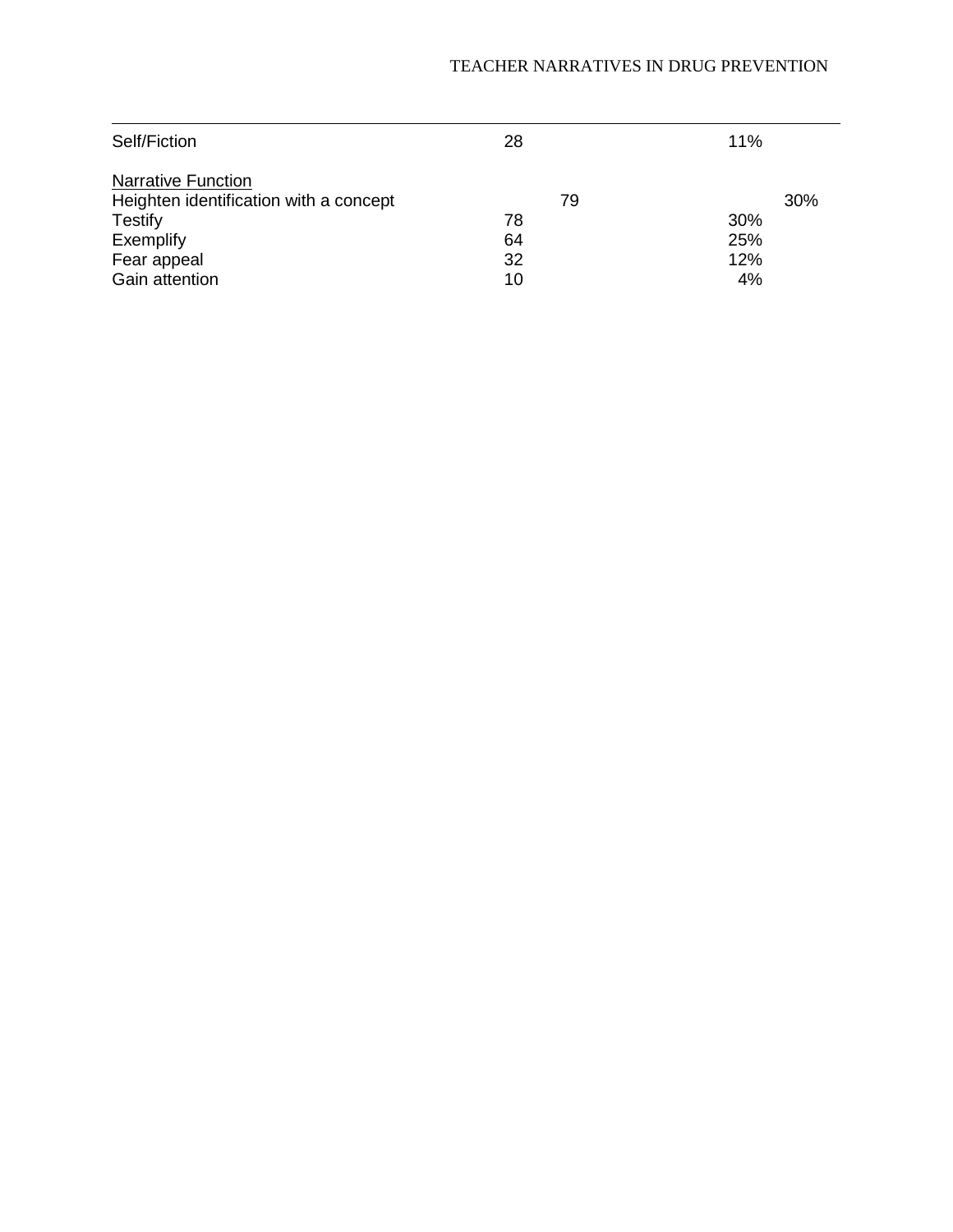| | | |
|---|---|---|
| Self/Fiction | 28 | 11% |
| Narrative Function | | |
| Heighten identification with a concept | 79 | 30% |
| Testify | 78 | 30% |
| Exemplify | 64 | 25% |
| Fear appeal | 32 | 12% |
| Gain attention | 10 | 4% |